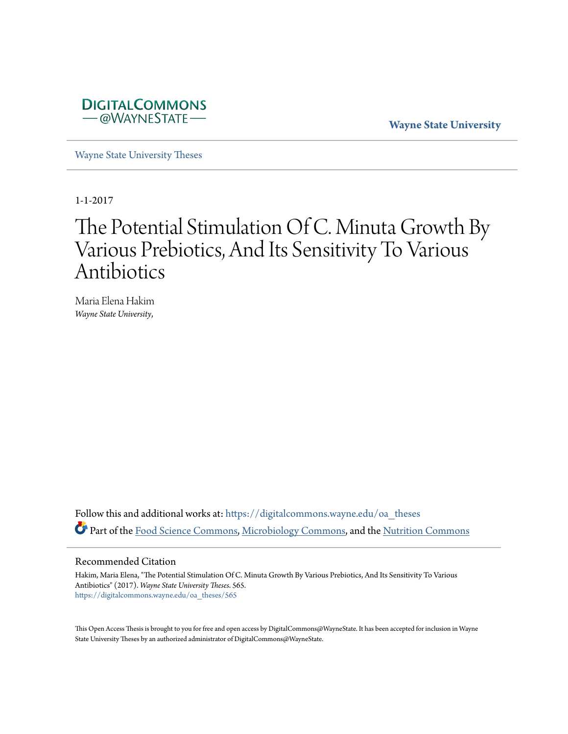DIGITALCOMMONS
— @WAYNESTATE —

Wayne State University

Wayne State University Theses

1-1-2017

# The Potential Stimulation Of C. Minuta Growth By Various Prebiotics, And Its Sensitivity To Various Antibiotics

Maria Elena Hakim
*Wayne State University,*

Follow this and additional works at: https://digitalcommons.wayne.edu/oa_theses

Part of the Food Science Commons, Microbiology Commons, and the Nutrition Commons

## Recommended Citation

Hakim, Maria Elena, "The Potential Stimulation Of C. Minuta Growth By Various Prebiotics, And Its Sensitivity To Various Antibiotics" (2017). *Wayne State University Theses*. 565.
https://digitalcommons.wayne.edu/oa_theses/565

This Open Access Thesis is brought to you for free and open access by DigitalCommons@WayneState. It has been accepted for inclusion in Wayne State University Theses by an authorized administrator of DigitalCommons@WayneState.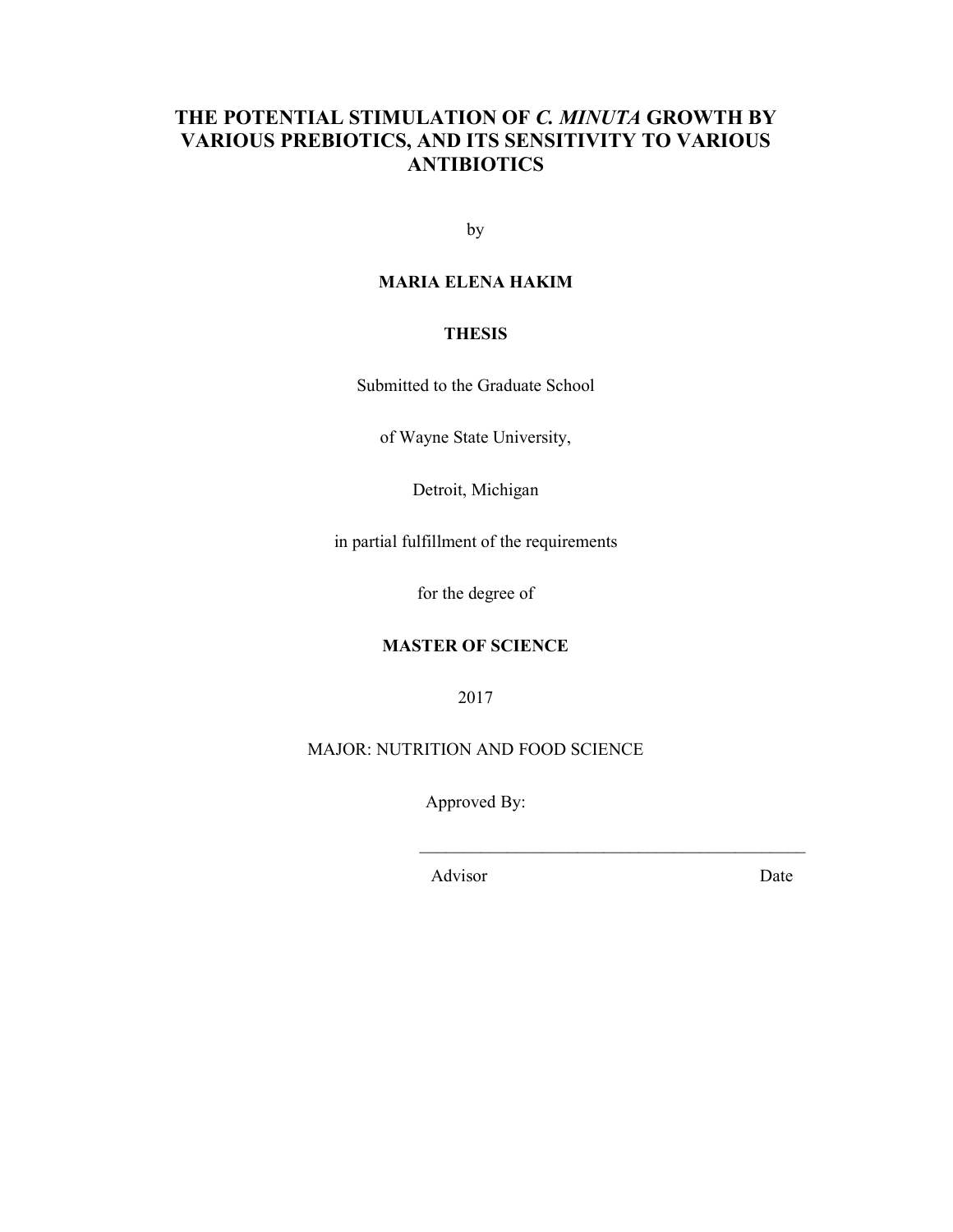# THE POTENTIAL STIMULATION OF *C. MINUTA* GROWTH BY VARIOUS PREBIOTICS, AND ITS SENSITIVITY TO VARIOUS ANTIBIOTICS

by

**MARIA ELENA HAKIM**

**THESIS**

Submitted to the Graduate School

of Wayne State University,

Detroit, Michigan

in partial fulfillment of the requirements

for the degree of

**MASTER OF SCIENCE**

2017

MAJOR: NUTRITION AND FOOD SCIENCE

Approved By:

_____________________________________________

Advisor Date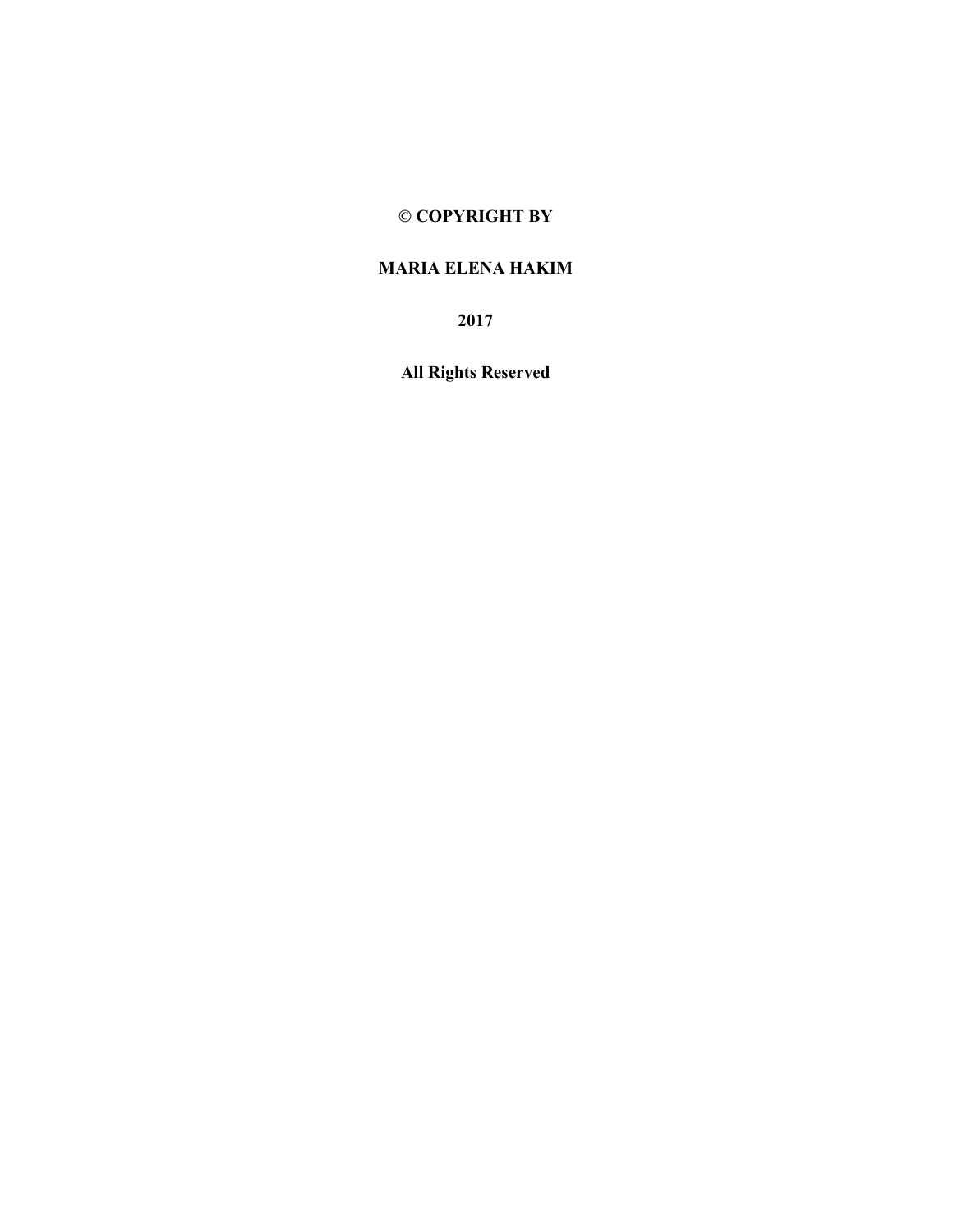**© COPYRIGHT BY**

**MARIA ELENA HAKIM**

**2017**

**All Rights Reserved**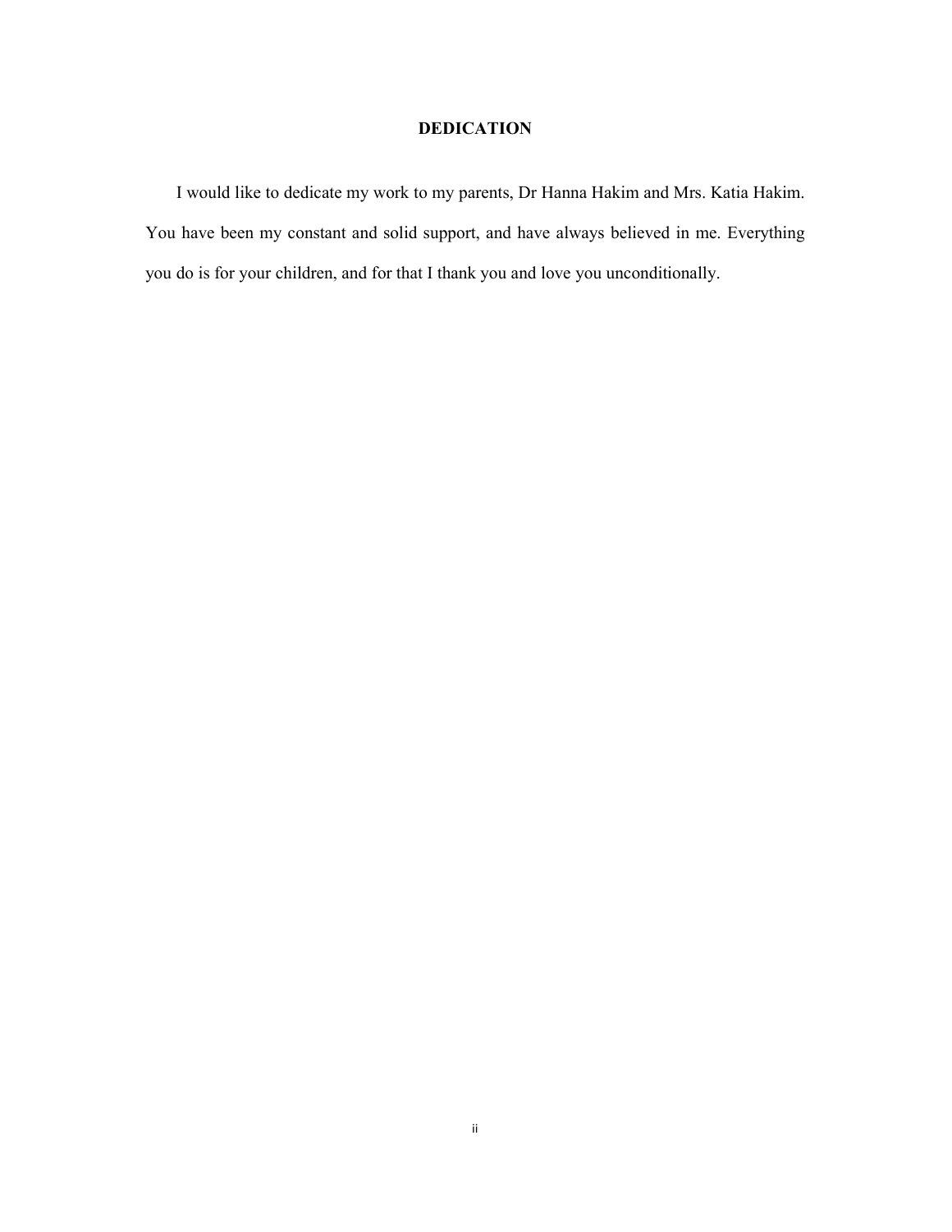## DEDICATION

I would like to dedicate my work to my parents, Dr Hanna Hakim and Mrs. Katia Hakim. You have been my constant and solid support, and have always believed in me. Everything you do is for your children, and for that I thank you and love you unconditionally.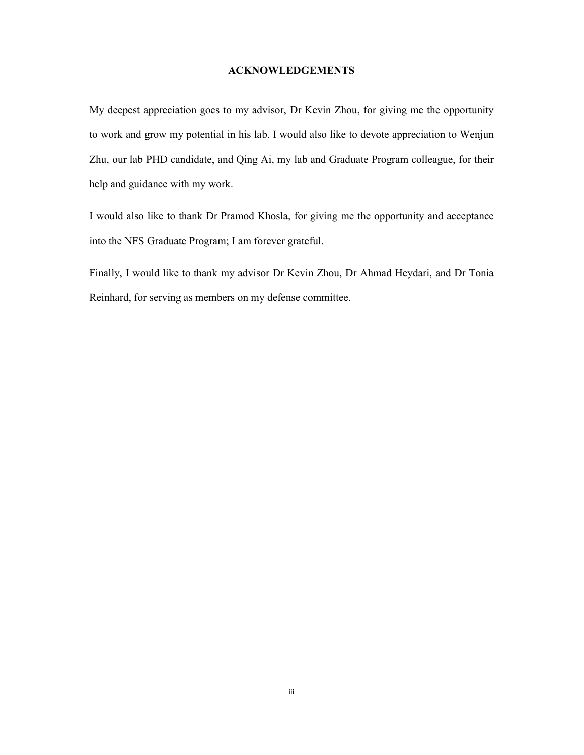## ACKNOWLEDGEMENTS

My deepest appreciation goes to my advisor, Dr Kevin Zhou, for giving me the opportunity to work and grow my potential in his lab. I would also like to devote appreciation to Wenjun Zhu, our lab PHD candidate, and Qing Ai, my lab and Graduate Program colleague, for their help and guidance with my work.

I would also like to thank Dr Pramod Khosla, for giving me the opportunity and acceptance into the NFS Graduate Program; I am forever grateful.

Finally, I would like to thank my advisor Dr Kevin Zhou, Dr Ahmad Heydari, and Dr Tonia Reinhard, for serving as members on my defense committee.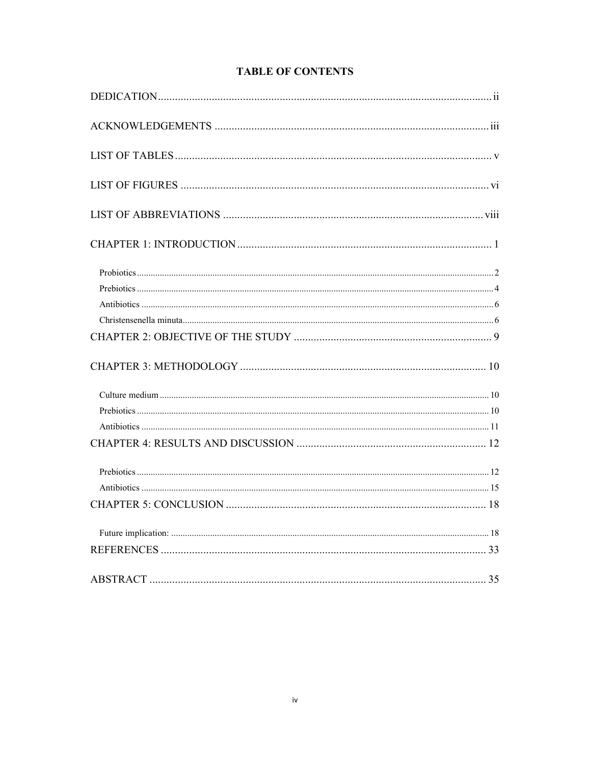# TABLE OF CONTENTS

DEDICATION ........................................................................................................ ii

ACKNOWLEDGEMENTS ................................................................................... iii

LIST OF TABLES ................................................................................................. v

LIST OF FIGURES ............................................................................................... vi

LIST OF ABBREVIATIONS .............................................................................. viii

CHAPTER 1: INTRODUCTION .......................................................................... 1

- Probiotics ............................................................................................................ 2
- Prebiotics ............................................................................................................ 4
- Antibiotics ........................................................................................................... 6
- Christensenella minuta ....................................................................................... 6

CHAPTER 2: OBJECTIVE OF THE STUDY ...................................................... 9

CHAPTER 3: METHODOLOGY ....................................................................... 10

- Culture medium ................................................................................................ 10
- Prebiotics .......................................................................................................... 10
- Antibiotics ......................................................................................................... 11

CHAPTER 4: RESULTS AND DISCUSSION ................................................... 12

- Prebiotics .......................................................................................................... 12
- Antibiotics ......................................................................................................... 15

CHAPTER 5: CONCLUSION ............................................................................ 18

- Future implication: ............................................................................................ 18

REFERENCES .................................................................................................... 33

ABSTRACT ........................................................................................................ 35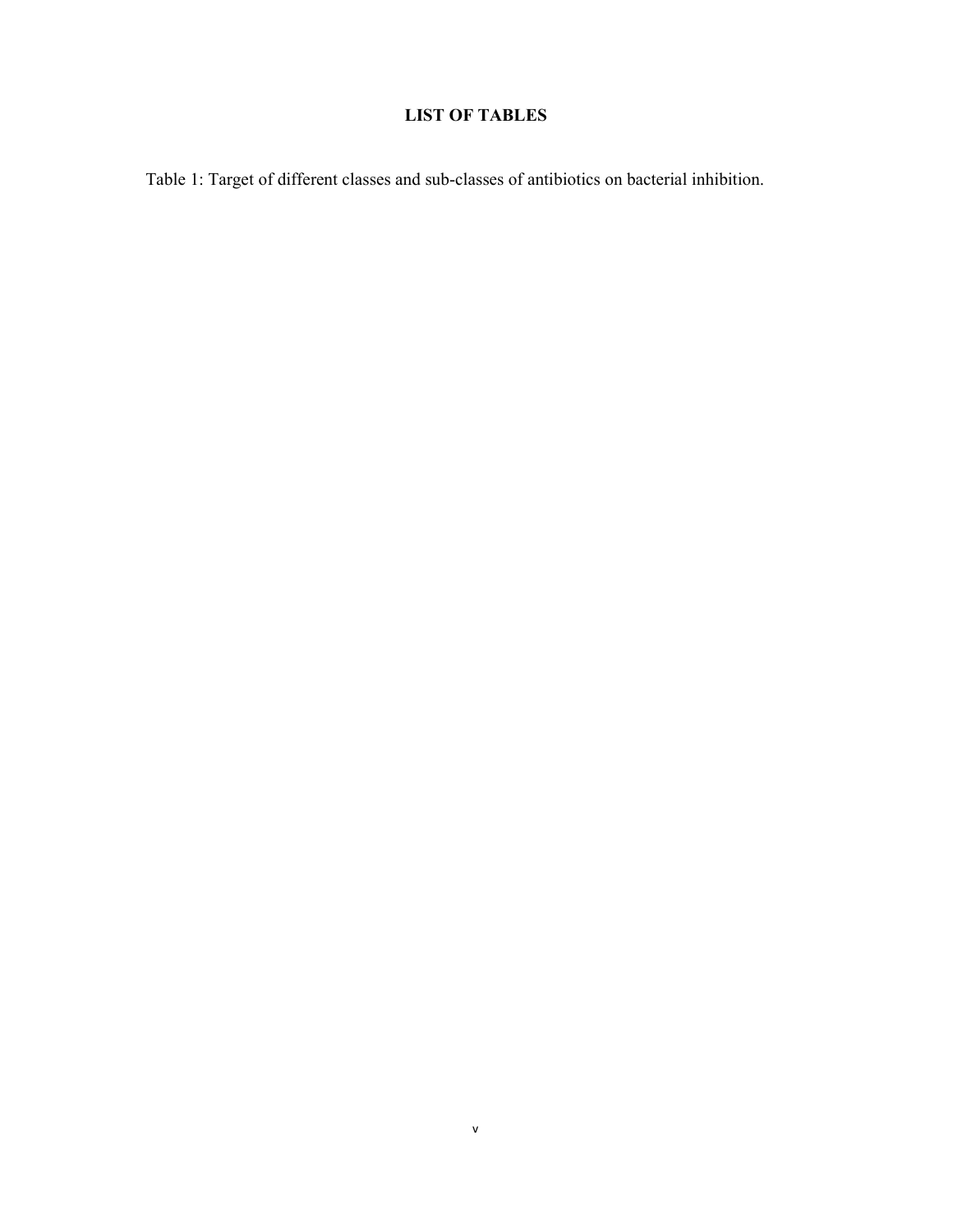## LIST OF TABLES

Table 1: Target of different classes and sub-classes of antibiotics on bacterial inhibition.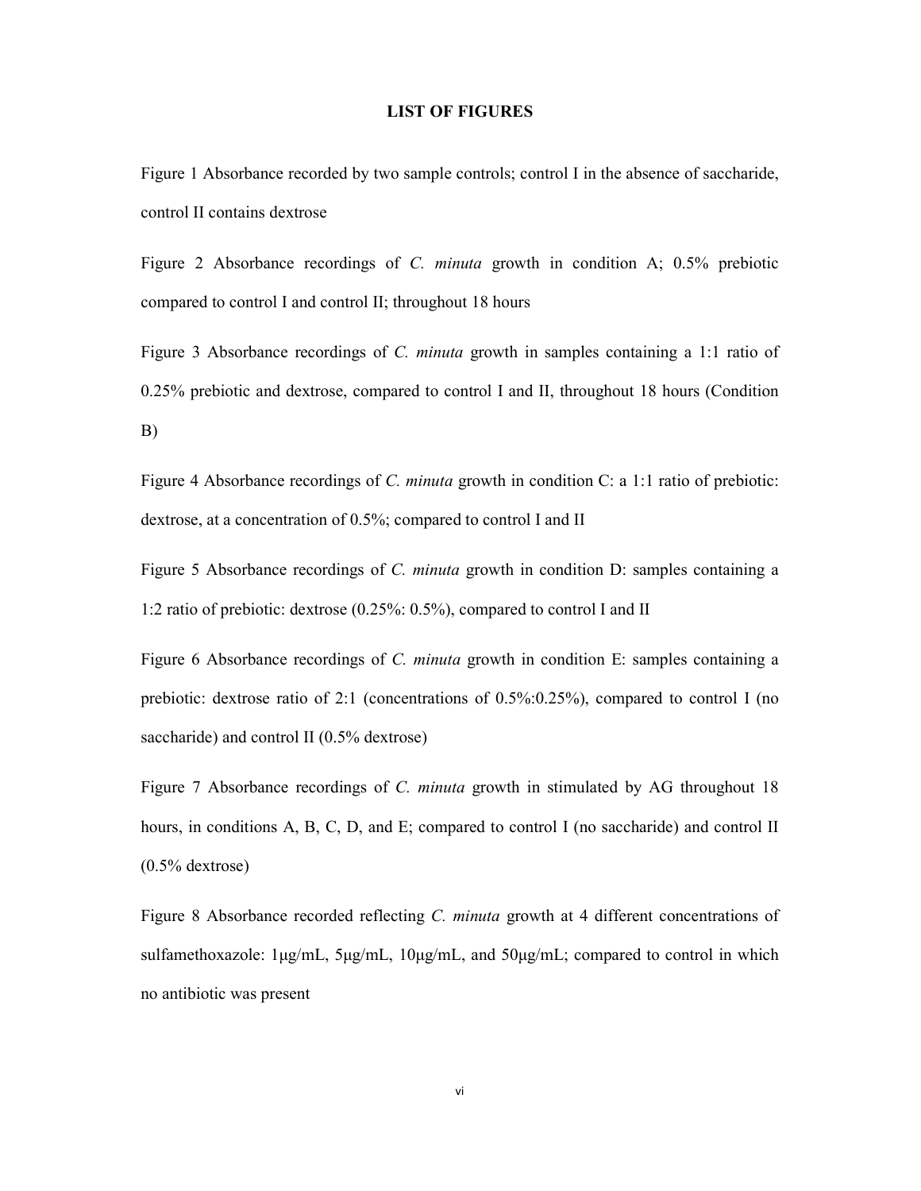## LIST OF FIGURES

Figure 1 Absorbance recorded by two sample controls; control I in the absence of saccharide, control II contains dextrose

Figure 2 Absorbance recordings of *C. minuta* growth in condition A; 0.5% prebiotic compared to control I and control II; throughout 18 hours

Figure 3 Absorbance recordings of *C. minuta* growth in samples containing a 1:1 ratio of 0.25% prebiotic and dextrose, compared to control I and II, throughout 18 hours (Condition B)

Figure 4 Absorbance recordings of *C. minuta* growth in condition C: a 1:1 ratio of prebiotic: dextrose, at a concentration of 0.5%; compared to control I and II

Figure 5 Absorbance recordings of *C. minuta* growth in condition D: samples containing a 1:2 ratio of prebiotic: dextrose (0.25%: 0.5%), compared to control I and II

Figure 6 Absorbance recordings of *C. minuta* growth in condition E: samples containing a prebiotic: dextrose ratio of 2:1 (concentrations of 0.5%:0.25%), compared to control I (no saccharide) and control II (0.5% dextrose)

Figure 7 Absorbance recordings of *C. minuta* growth in stimulated by AG throughout 18 hours, in conditions A, B, C, D, and E; compared to control I (no saccharide) and control II (0.5% dextrose)

Figure 8 Absorbance recorded reflecting *C. minuta* growth at 4 different concentrations of sulfamethoxazole: 1μg/mL, 5μg/mL, 10μg/mL, and 50μg/mL; compared to control in which no antibiotic was present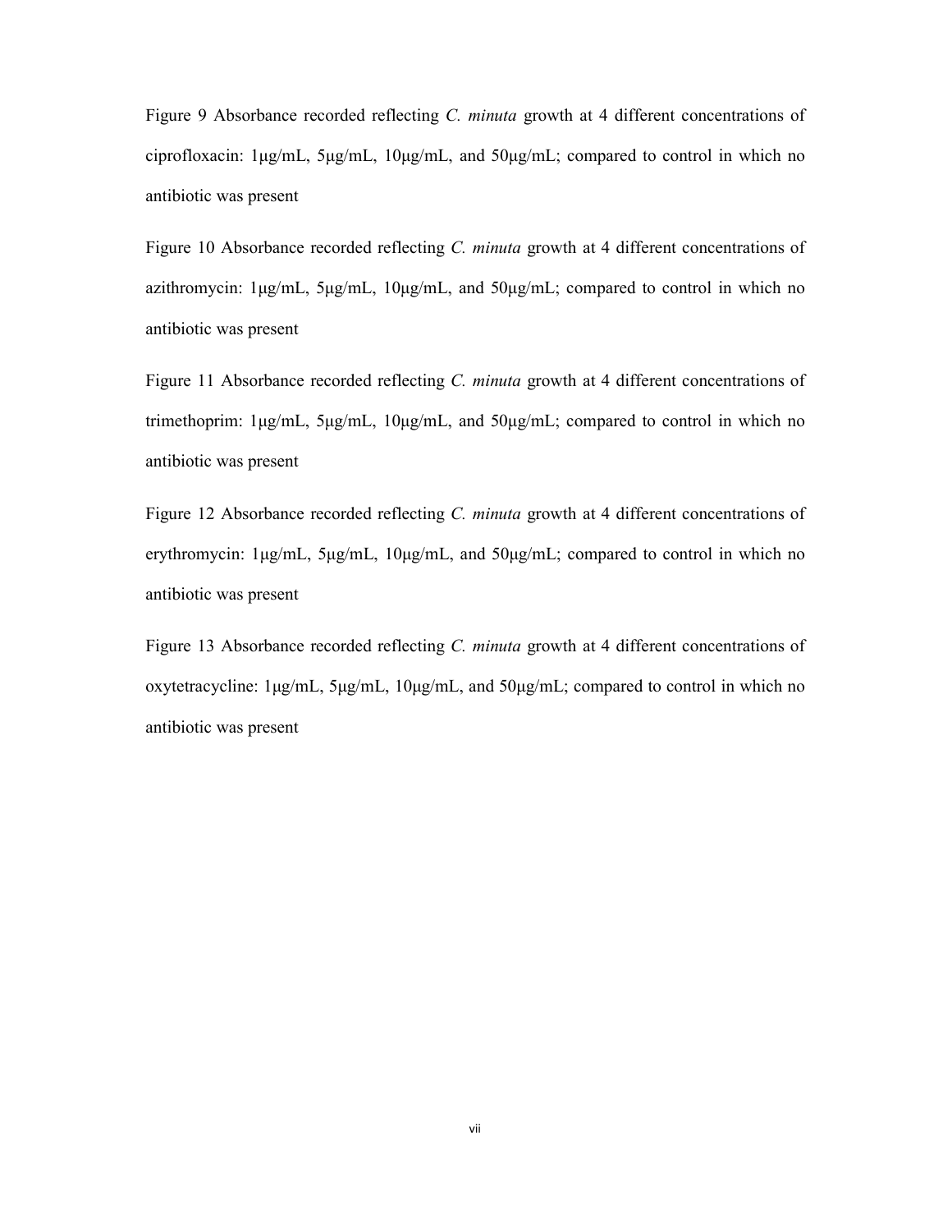Figure 9 Absorbance recorded reflecting *C. minuta* growth at 4 different concentrations of ciprofloxacin: 1μg/mL, 5μg/mL, 10μg/mL, and 50μg/mL; compared to control in which no antibiotic was present

Figure 10 Absorbance recorded reflecting *C. minuta* growth at 4 different concentrations of azithromycin: 1μg/mL, 5μg/mL, 10μg/mL, and 50μg/mL; compared to control in which no antibiotic was present

Figure 11 Absorbance recorded reflecting *C. minuta* growth at 4 different concentrations of trimethoprim: 1μg/mL, 5μg/mL, 10μg/mL, and 50μg/mL; compared to control in which no antibiotic was present

Figure 12 Absorbance recorded reflecting *C. minuta* growth at 4 different concentrations of erythromycin: 1μg/mL, 5μg/mL, 10μg/mL, and 50μg/mL; compared to control in which no antibiotic was present

Figure 13 Absorbance recorded reflecting *C. minuta* growth at 4 different concentrations of oxytetracycline: 1μg/mL, 5μg/mL, 10μg/mL, and 50μg/mL; compared to control in which no antibiotic was present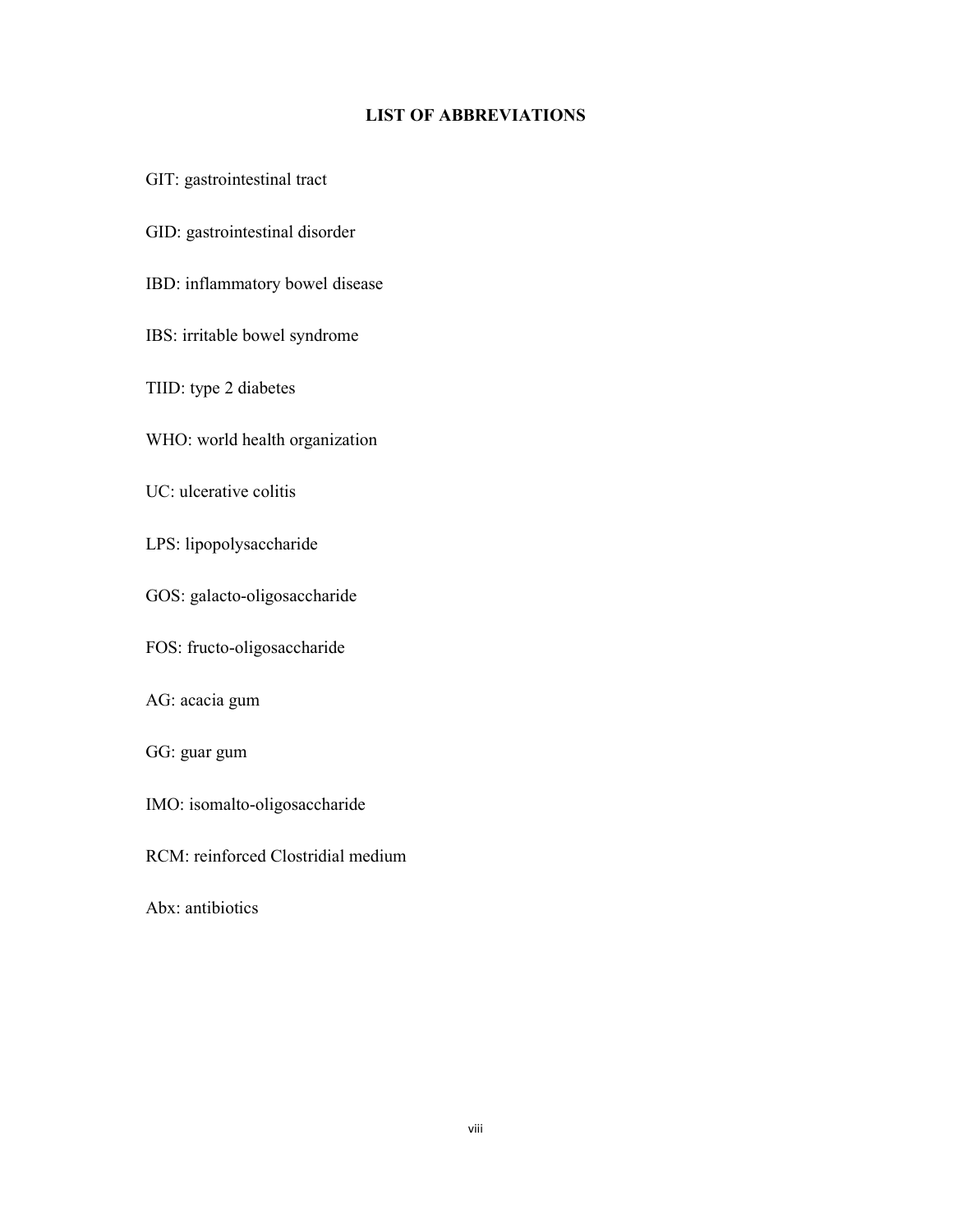## LIST OF ABBREVIATIONS

GIT: gastrointestinal tract

GID: gastrointestinal disorder

IBD: inflammatory bowel disease

IBS: irritable bowel syndrome

TIID: type 2 diabetes

WHO: world health organization

UC: ulcerative colitis

LPS: lipopolysaccharide

GOS: galacto-oligosaccharide

FOS: fructo-oligosaccharide

AG: acacia gum

GG: guar gum

IMO: isomalto-oligosaccharide

RCM: reinforced Clostridial medium

Abx: antibiotics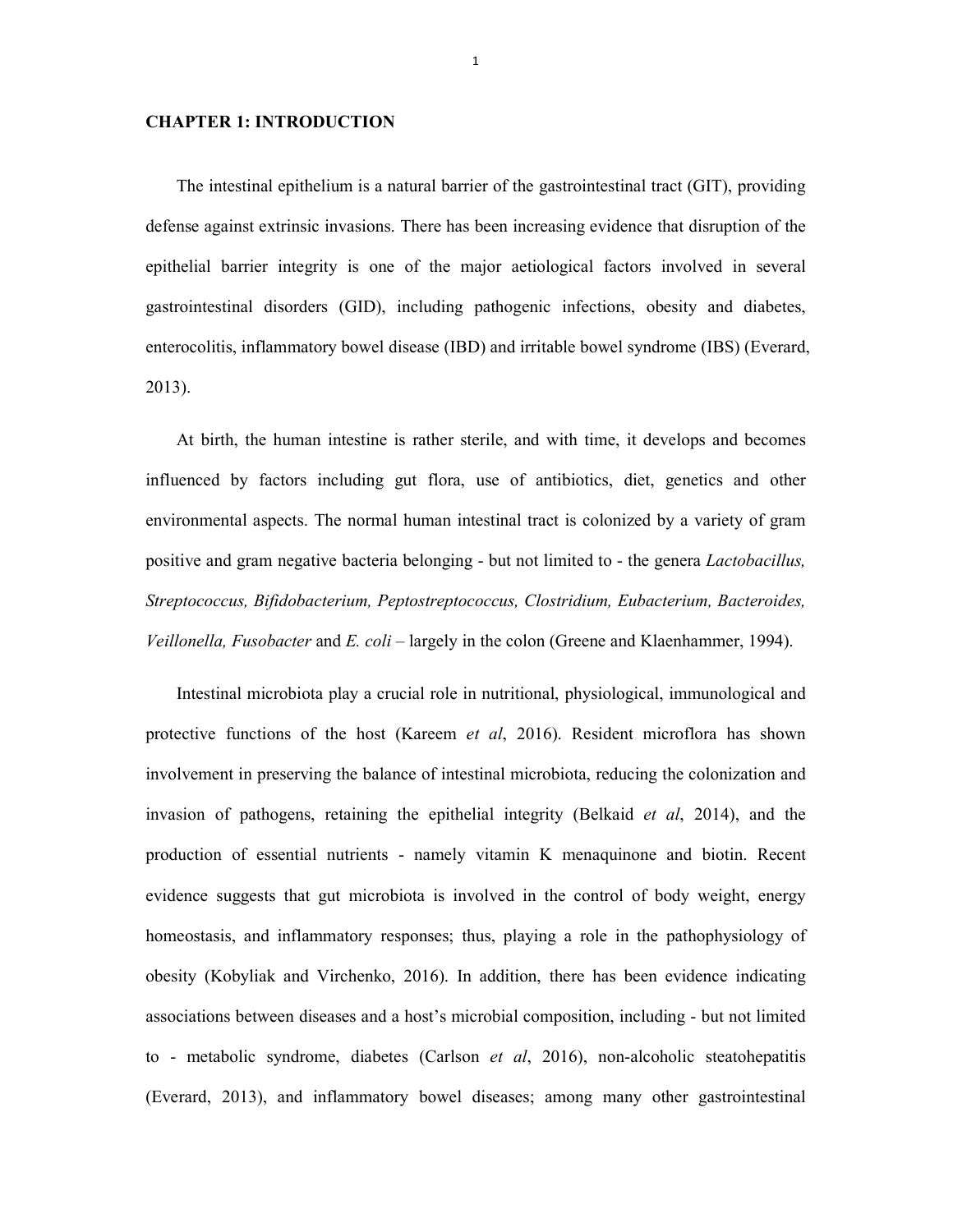# CHAPTER 1: INTRODUCTION

The intestinal epithelium is a natural barrier of the gastrointestinal tract (GIT), providing defense against extrinsic invasions. There has been increasing evidence that disruption of the epithelial barrier integrity is one of the major aetiological factors involved in several gastrointestinal disorders (GID), including pathogenic infections, obesity and diabetes, enterocolitis, inflammatory bowel disease (IBD) and irritable bowel syndrome (IBS) (Everard, 2013).

At birth, the human intestine is rather sterile, and with time, it develops and becomes influenced by factors including gut flora, use of antibiotics, diet, genetics and other environmental aspects. The normal human intestinal tract is colonized by a variety of gram positive and gram negative bacteria belonging - but not limited to - the genera *Lactobacillus, Streptococcus, Bifidobacterium, Peptostreptococcus, Clostridium, Eubacterium, Bacteroides, Veillonella, Fusobacter* and *E. coli* – largely in the colon (Greene and Klaenhammer, 1994).

Intestinal microbiota play a crucial role in nutritional, physiological, immunological and protective functions of the host (Kareem *et al*, 2016). Resident microflora has shown involvement in preserving the balance of intestinal microbiota, reducing the colonization and invasion of pathogens, retaining the epithelial integrity (Belkaid *et al*, 2014), and the production of essential nutrients - namely vitamin K menaquinone and biotin. Recent evidence suggests that gut microbiota is involved in the control of body weight, energy homeostasis, and inflammatory responses; thus, playing a role in the pathophysiology of obesity (Kobyliak and Virchenko, 2016). In addition, there has been evidence indicating associations between diseases and a host's microbial composition, including - but not limited to - metabolic syndrome, diabetes (Carlson *et al*, 2016), non-alcoholic steatohepatitis (Everard, 2013), and inflammatory bowel diseases; among many other gastrointestinal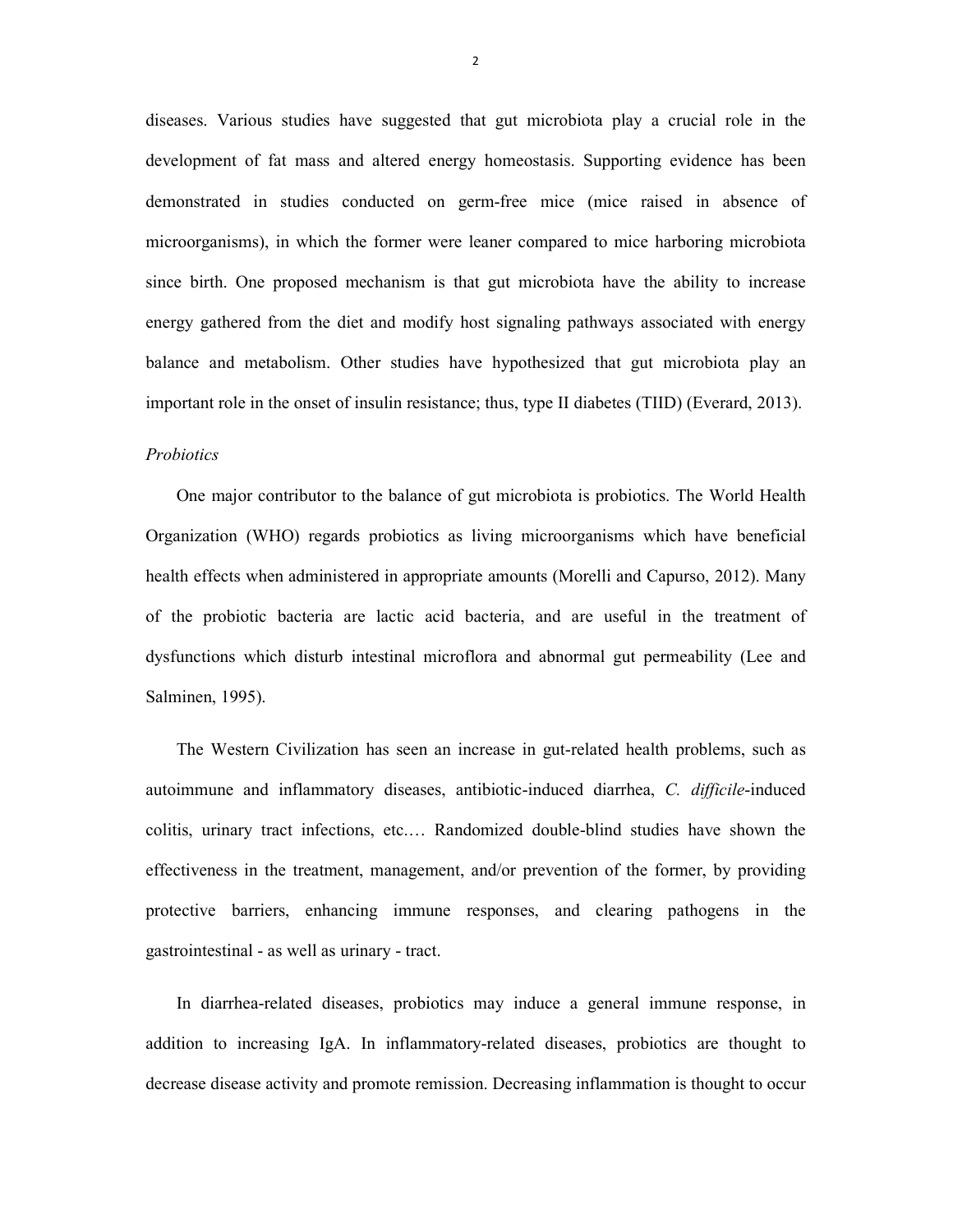diseases. Various studies have suggested that gut microbiota play a crucial role in the development of fat mass and altered energy homeostasis. Supporting evidence has been demonstrated in studies conducted on germ-free mice (mice raised in absence of microorganisms), in which the former were leaner compared to mice harboring microbiota since birth. One proposed mechanism is that gut microbiota have the ability to increase energy gathered from the diet and modify host signaling pathways associated with energy balance and metabolism. Other studies have hypothesized that gut microbiota play an important role in the onset of insulin resistance; thus, type II diabetes (TIID) (Everard, 2013).

*Probiotics*

One major contributor to the balance of gut microbiota is probiotics. The World Health Organization (WHO) regards probiotics as living microorganisms which have beneficial health effects when administered in appropriate amounts (Morelli and Capurso, 2012). Many of the probiotic bacteria are lactic acid bacteria, and are useful in the treatment of dysfunctions which disturb intestinal microflora and abnormal gut permeability (Lee and Salminen, 1995).

The Western Civilization has seen an increase in gut-related health problems, such as autoimmune and inflammatory diseases, antibiotic-induced diarrhea, *C. difficile*-induced colitis, urinary tract infections, etc.… Randomized double-blind studies have shown the effectiveness in the treatment, management, and/or prevention of the former, by providing protective barriers, enhancing immune responses, and clearing pathogens in the gastrointestinal - as well as urinary - tract.

In diarrhea-related diseases, probiotics may induce a general immune response, in addition to increasing IgA. In inflammatory-related diseases, probiotics are thought to decrease disease activity and promote remission. Decreasing inflammation is thought to occur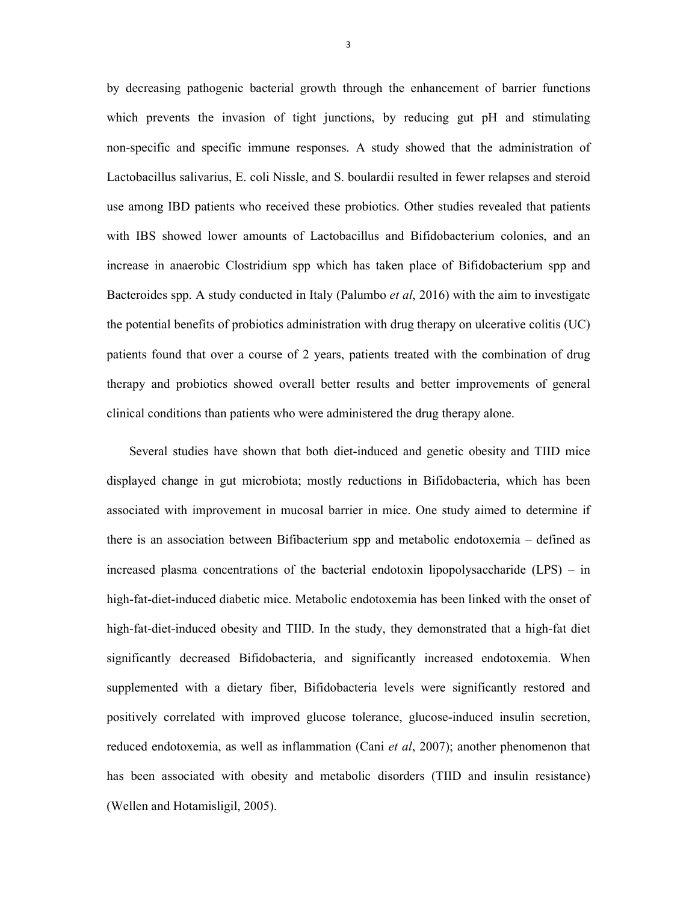by decreasing pathogenic bacterial growth through the enhancement of barrier functions which prevents the invasion of tight junctions, by reducing gut pH and stimulating non-specific and specific immune responses. A study showed that the administration of Lactobacillus salivarius, E. coli Nissle, and S. boulardii resulted in fewer relapses and steroid use among IBD patients who received these probiotics. Other studies revealed that patients with IBS showed lower amounts of Lactobacillus and Bifidobacterium colonies, and an increase in anaerobic Clostridium spp which has taken place of Bifidobacterium spp and Bacteroides spp. A study conducted in Italy (Palumbo *et al*, 2016) with the aim to investigate the potential benefits of probiotics administration with drug therapy on ulcerative colitis (UC) patients found that over a course of 2 years, patients treated with the combination of drug therapy and probiotics showed overall better results and better improvements of general clinical conditions than patients who were administered the drug therapy alone.

Several studies have shown that both diet-induced and genetic obesity and TIID mice displayed change in gut microbiota; mostly reductions in Bifidobacteria, which has been associated with improvement in mucosal barrier in mice. One study aimed to determine if there is an association between Bifibacterium spp and metabolic endotoxemia – defined as increased plasma concentrations of the bacterial endotoxin lipopolysaccharide (LPS) – in high-fat-diet-induced diabetic mice. Metabolic endotoxemia has been linked with the onset of high-fat-diet-induced obesity and TIID. In the study, they demonstrated that a high-fat diet significantly decreased Bifidobacteria, and significantly increased endotoxemia. When supplemented with a dietary fiber, Bifidobacteria levels were significantly restored and positively correlated with improved glucose tolerance, glucose-induced insulin secretion, reduced endotoxemia, as well as inflammation (Cani *et al*, 2007); another phenomenon that has been associated with obesity and metabolic disorders (TIID and insulin resistance) (Wellen and Hotamisligil, 2005).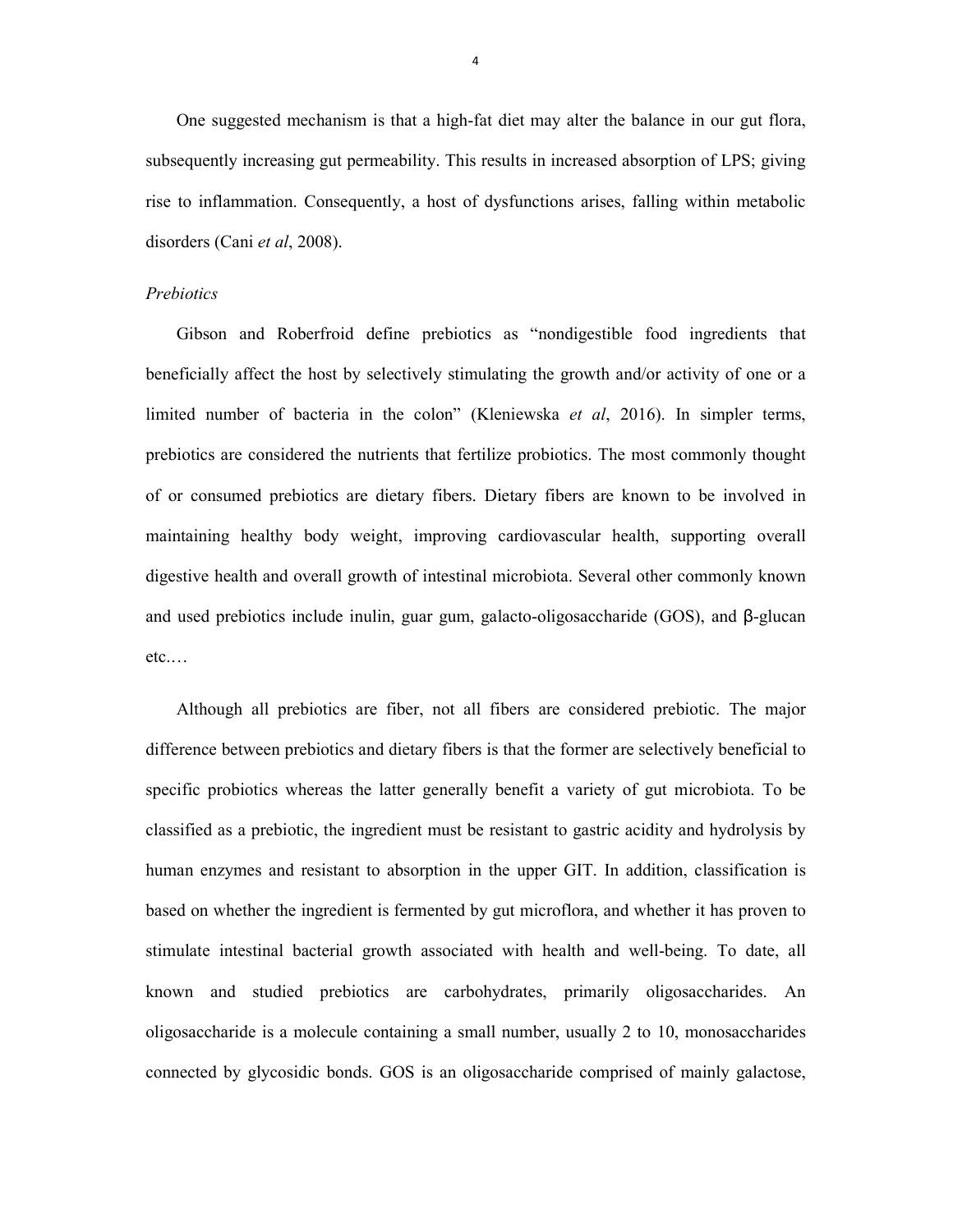One suggested mechanism is that a high-fat diet may alter the balance in our gut flora, subsequently increasing gut permeability. This results in increased absorption of LPS; giving rise to inflammation. Consequently, a host of dysfunctions arises, falling within metabolic disorders (Cani *et al*, 2008).

*Prebiotics*

Gibson and Roberfroid define prebiotics as "nondigestible food ingredients that beneficially affect the host by selectively stimulating the growth and/or activity of one or a limited number of bacteria in the colon" (Kleniewska *et al*, 2016). In simpler terms, prebiotics are considered the nutrients that fertilize probiotics. The most commonly thought of or consumed prebiotics are dietary fibers. Dietary fibers are known to be involved in maintaining healthy body weight, improving cardiovascular health, supporting overall digestive health and overall growth of intestinal microbiota. Several other commonly known and used prebiotics include inulin, guar gum, galacto-oligosaccharide (GOS), and β-glucan etc.…

Although all prebiotics are fiber, not all fibers are considered prebiotic. The major difference between prebiotics and dietary fibers is that the former are selectively beneficial to specific probiotics whereas the latter generally benefit a variety of gut microbiota. To be classified as a prebiotic, the ingredient must be resistant to gastric acidity and hydrolysis by human enzymes and resistant to absorption in the upper GIT. In addition, classification is based on whether the ingredient is fermented by gut microflora, and whether it has proven to stimulate intestinal bacterial growth associated with health and well-being. To date, all known and studied prebiotics are carbohydrates, primarily oligosaccharides. An oligosaccharide is a molecule containing a small number, usually 2 to 10, monosaccharides connected by glycosidic bonds. GOS is an oligosaccharide comprised of mainly galactose,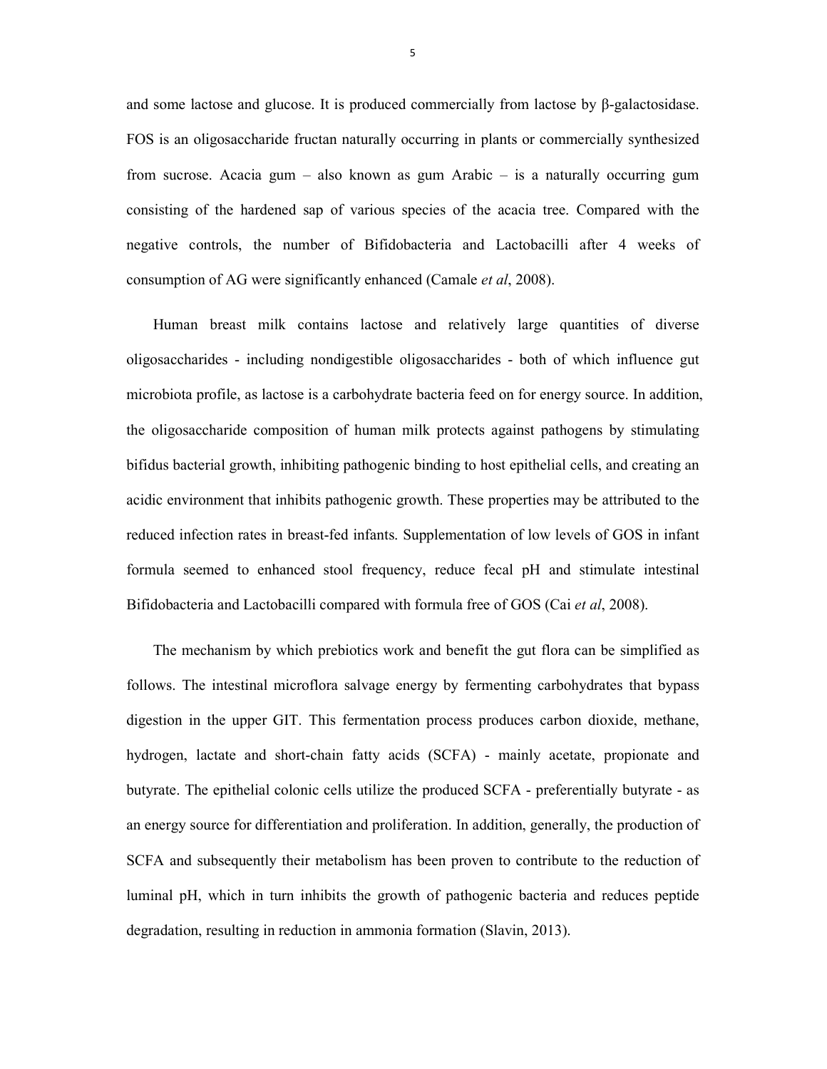and some lactose and glucose. It is produced commercially from lactose by β-galactosidase. FOS is an oligosaccharide fructan naturally occurring in plants or commercially synthesized from sucrose. Acacia gum – also known as gum Arabic – is a naturally occurring gum consisting of the hardened sap of various species of the acacia tree. Compared with the negative controls, the number of Bifidobacteria and Lactobacilli after 4 weeks of consumption of AG were significantly enhanced (Camale *et al*, 2008).

Human breast milk contains lactose and relatively large quantities of diverse oligosaccharides - including nondigestible oligosaccharides - both of which influence gut microbiota profile, as lactose is a carbohydrate bacteria feed on for energy source. In addition, the oligosaccharide composition of human milk protects against pathogens by stimulating bifidus bacterial growth, inhibiting pathogenic binding to host epithelial cells, and creating an acidic environment that inhibits pathogenic growth. These properties may be attributed to the reduced infection rates in breast-fed infants. Supplementation of low levels of GOS in infant formula seemed to enhanced stool frequency, reduce fecal pH and stimulate intestinal Bifidobacteria and Lactobacilli compared with formula free of GOS (Cai *et al*, 2008).

The mechanism by which prebiotics work and benefit the gut flora can be simplified as follows. The intestinal microflora salvage energy by fermenting carbohydrates that bypass digestion in the upper GIT. This fermentation process produces carbon dioxide, methane, hydrogen, lactate and short-chain fatty acids (SCFA) - mainly acetate, propionate and butyrate. The epithelial colonic cells utilize the produced SCFA - preferentially butyrate - as an energy source for differentiation and proliferation. In addition, generally, the production of SCFA and subsequently their metabolism has been proven to contribute to the reduction of luminal pH, which in turn inhibits the growth of pathogenic bacteria and reduces peptide degradation, resulting in reduction in ammonia formation (Slavin, 2013).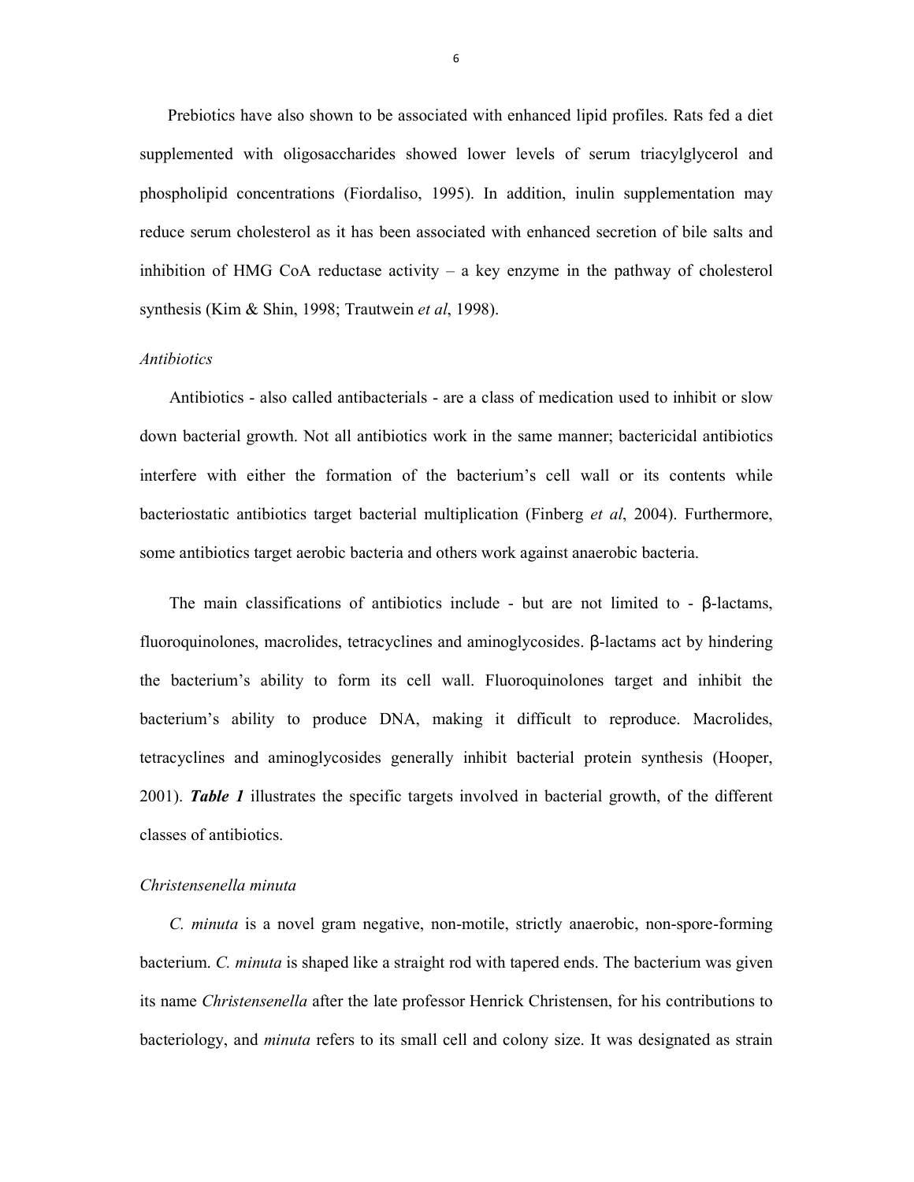Prebiotics have also shown to be associated with enhanced lipid profiles. Rats fed a diet supplemented with oligosaccharides showed lower levels of serum triacylglycerol and phospholipid concentrations (Fiordaliso, 1995). In addition, inulin supplementation may reduce serum cholesterol as it has been associated with enhanced secretion of bile salts and inhibition of HMG CoA reductase activity – a key enzyme in the pathway of cholesterol synthesis (Kim & Shin, 1998; Trautwein *et al*, 1998).

### *Antibiotics*

Antibiotics - also called antibacterials - are a class of medication used to inhibit or slow down bacterial growth. Not all antibiotics work in the same manner; bactericidal antibiotics interfere with either the formation of the bacterium's cell wall or its contents while bacteriostatic antibiotics target bacterial multiplication (Finberg *et al*, 2004). Furthermore, some antibiotics target aerobic bacteria and others work against anaerobic bacteria.

The main classifications of antibiotics include - but are not limited to - β-lactams, fluoroquinolones, macrolides, tetracyclines and aminoglycosides. β-lactams act by hindering the bacterium's ability to form its cell wall. Fluoroquinolones target and inhibit the bacterium's ability to produce DNA, making it difficult to reproduce. Macrolides, tetracyclines and aminoglycosides generally inhibit bacterial protein synthesis (Hooper, 2001). ***Table 1*** illustrates the specific targets involved in bacterial growth, of the different classes of antibiotics.

### *Christensenella minuta*

*C. minuta* is a novel gram negative, non-motile, strictly anaerobic, non-spore-forming bacterium. *C. minuta* is shaped like a straight rod with tapered ends. The bacterium was given its name *Christensenella* after the late professor Henrick Christensen, for his contributions to bacteriology, and *minuta* refers to its small cell and colony size. It was designated as strain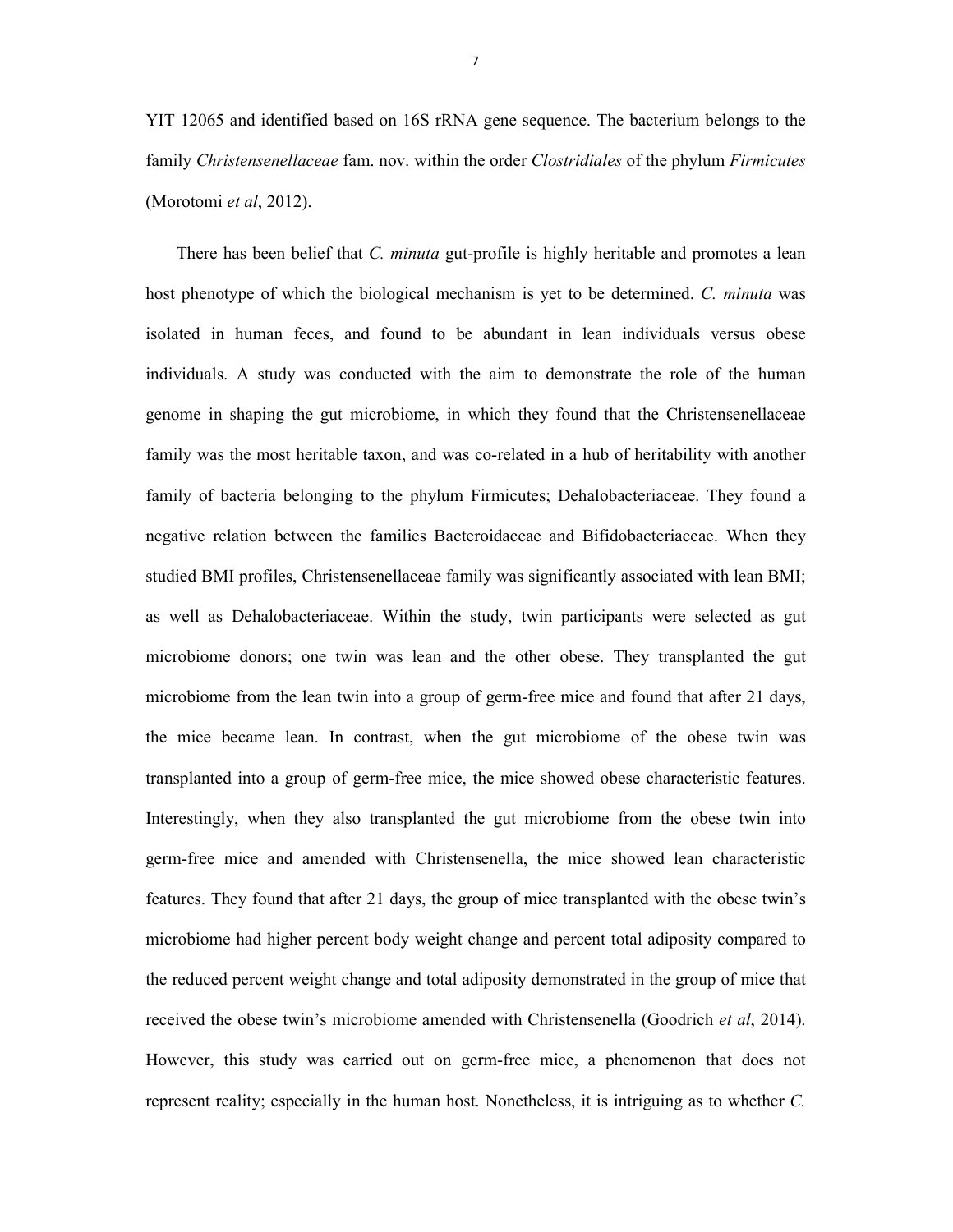YIT 12065 and identified based on 16S rRNA gene sequence. The bacterium belongs to the family *Christensenellaceae* fam. nov. within the order *Clostridiales* of the phylum *Firmicutes* (Morotomi *et al*, 2012).

There has been belief that *C. minuta* gut-profile is highly heritable and promotes a lean host phenotype of which the biological mechanism is yet to be determined. *C. minuta* was isolated in human feces, and found to be abundant in lean individuals versus obese individuals. A study was conducted with the aim to demonstrate the role of the human genome in shaping the gut microbiome, in which they found that the Christensenellaceae family was the most heritable taxon, and was co-related in a hub of heritability with another family of bacteria belonging to the phylum Firmicutes; Dehalobacteriaceae. They found a negative relation between the families Bacteroidaceae and Bifidobacteriaceae. When they studied BMI profiles, Christensenellaceae family was significantly associated with lean BMI; as well as Dehalobacteriaceae. Within the study, twin participants were selected as gut microbiome donors; one twin was lean and the other obese. They transplanted the gut microbiome from the lean twin into a group of germ-free mice and found that after 21 days, the mice became lean. In contrast, when the gut microbiome of the obese twin was transplanted into a group of germ-free mice, the mice showed obese characteristic features. Interestingly, when they also transplanted the gut microbiome from the obese twin into germ-free mice and amended with Christensenella, the mice showed lean characteristic features. They found that after 21 days, the group of mice transplanted with the obese twin's microbiome had higher percent body weight change and percent total adiposity compared to the reduced percent weight change and total adiposity demonstrated in the group of mice that received the obese twin's microbiome amended with Christensenella (Goodrich *et al*, 2014). However, this study was carried out on germ-free mice, a phenomenon that does not represent reality; especially in the human host. Nonetheless, it is intriguing as to whether *C.*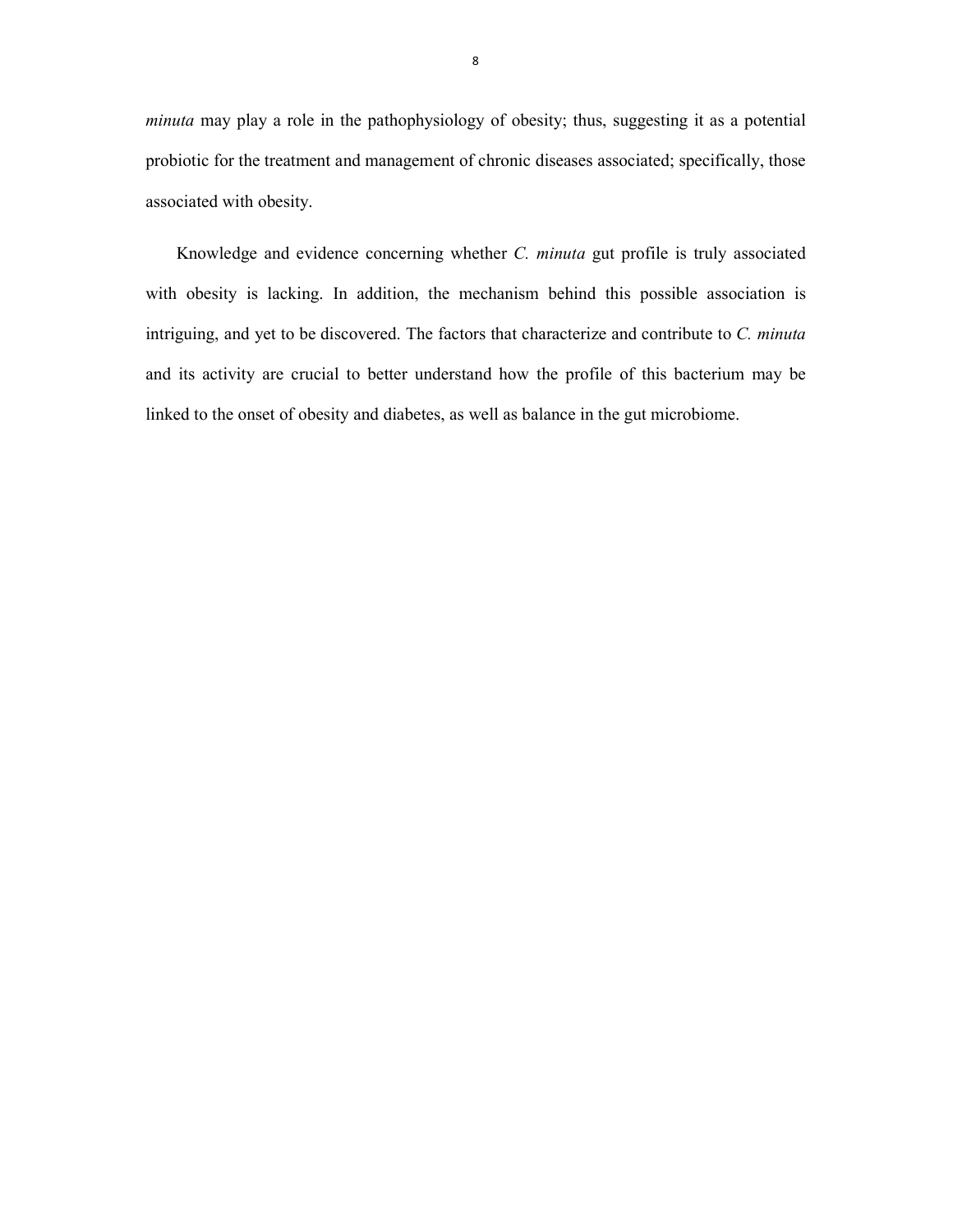*minuta* may play a role in the pathophysiology of obesity; thus, suggesting it as a potential probiotic for the treatment and management of chronic diseases associated; specifically, those associated with obesity.

Knowledge and evidence concerning whether *C. minuta* gut profile is truly associated with obesity is lacking. In addition, the mechanism behind this possible association is intriguing, and yet to be discovered. The factors that characterize and contribute to *C. minuta* and its activity are crucial to better understand how the profile of this bacterium may be linked to the onset of obesity and diabetes, as well as balance in the gut microbiome.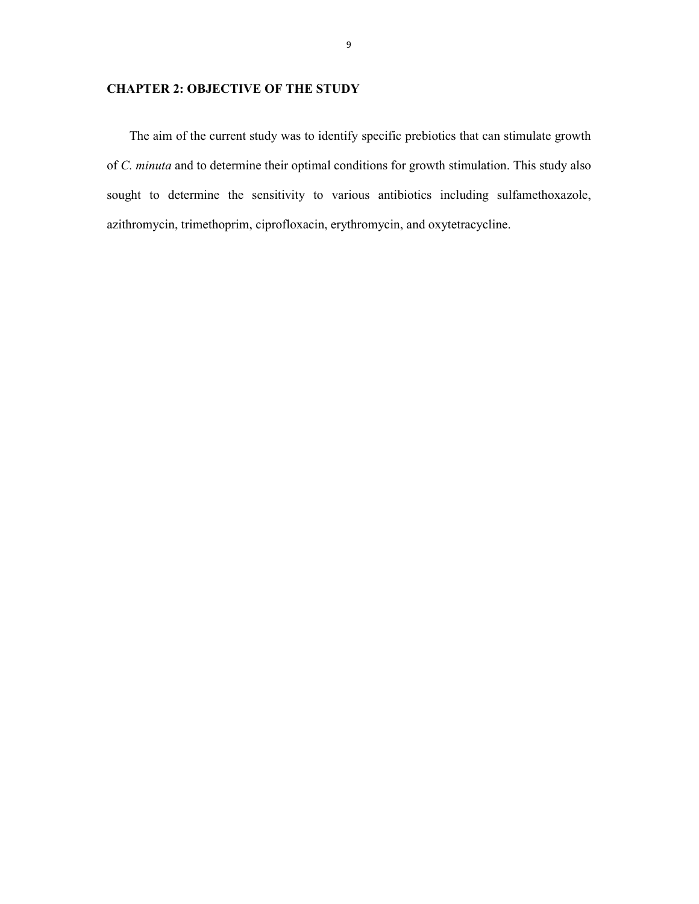## CHAPTER 2: OBJECTIVE OF THE STUDY

The aim of the current study was to identify specific prebiotics that can stimulate growth of *C. minuta* and to determine their optimal conditions for growth stimulation. This study also sought to determine the sensitivity to various antibiotics including sulfamethoxazole, azithromycin, trimethoprim, ciprofloxacin, erythromycin, and oxytetracycline.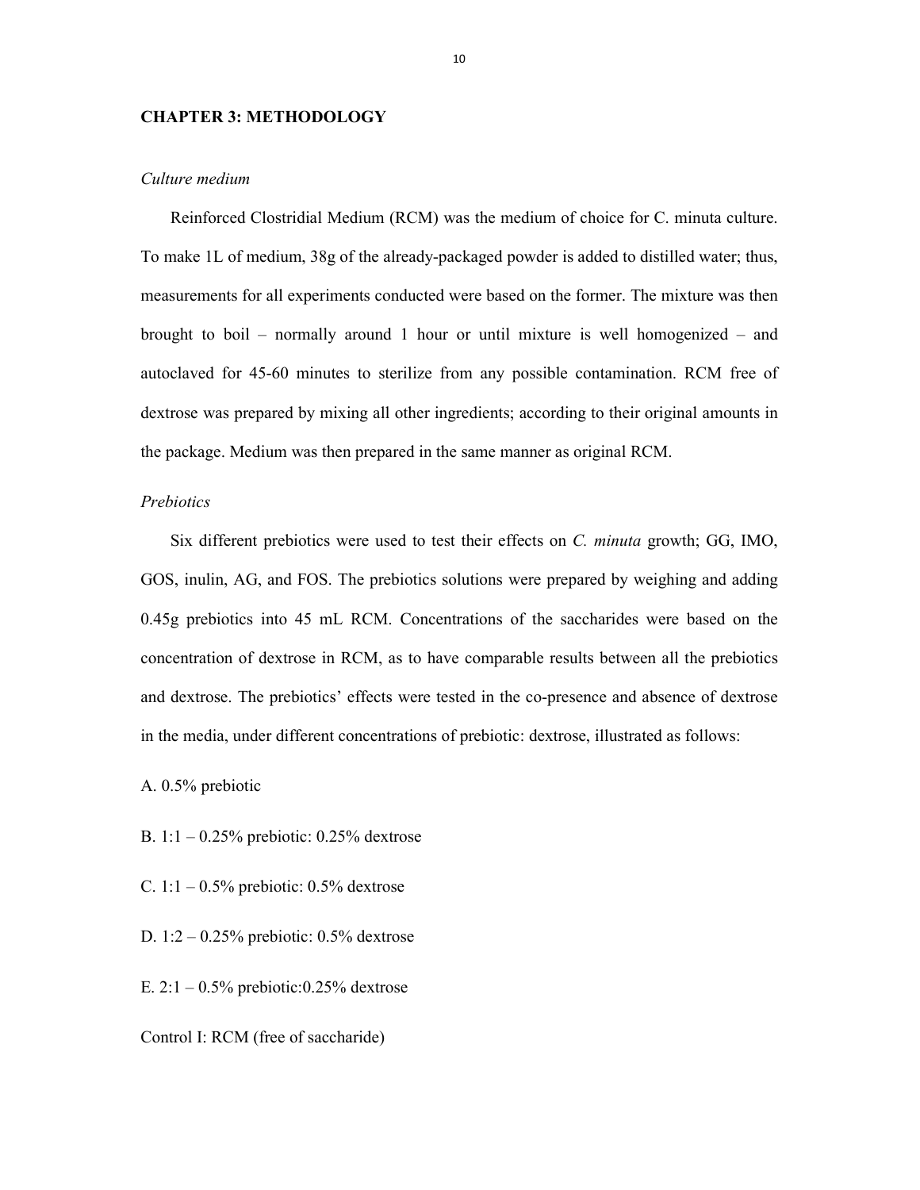## CHAPTER 3: METHODOLOGY

*Culture medium*

Reinforced Clostridial Medium (RCM) was the medium of choice for C. minuta culture. To make 1L of medium, 38g of the already-packaged powder is added to distilled water; thus, measurements for all experiments conducted were based on the former. The mixture was then brought to boil – normally around 1 hour or until mixture is well homogenized – and autoclaved for 45-60 minutes to sterilize from any possible contamination. RCM free of dextrose was prepared by mixing all other ingredients; according to their original amounts in the package. Medium was then prepared in the same manner as original RCM.

*Prebiotics*

Six different prebiotics were used to test their effects on *C. minuta* growth; GG, IMO, GOS, inulin, AG, and FOS. The prebiotics solutions were prepared by weighing and adding 0.45g prebiotics into 45 mL RCM. Concentrations of the saccharides were based on the concentration of dextrose in RCM, as to have comparable results between all the prebiotics and dextrose. The prebiotics' effects were tested in the co-presence and absence of dextrose in the media, under different concentrations of prebiotic: dextrose, illustrated as follows:

A. 0.5% prebiotic

B. 1:1 – 0.25% prebiotic: 0.25% dextrose

C. 1:1 – 0.5% prebiotic: 0.5% dextrose

D. 1:2 – 0.25% prebiotic: 0.5% dextrose

E. 2:1 – 0.5% prebiotic:0.25% dextrose

Control I: RCM (free of saccharide)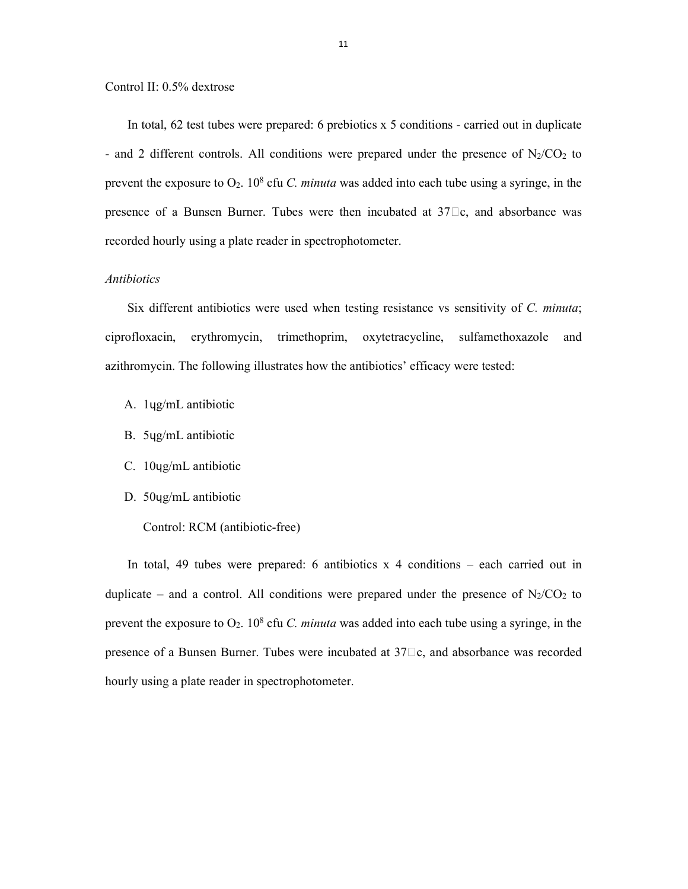Control II: 0.5% dextrose

In total, 62 test tubes were prepared: 6 prebiotics x 5 conditions - carried out in duplicate - and 2 different controls. All conditions were prepared under the presence of $N_2/CO_2$ to prevent the exposure to $O_2$. $10^8$ cfu *C. minuta* was added into each tube using a syringe, in the presence of a Bunsen Burner. Tubes were then incubated at 37□c, and absorbance was recorded hourly using a plate reader in spectrophotometer.

*Antibiotics*

Six different antibiotics were used when testing resistance vs sensitivity of *C. minuta*; ciprofloxacin, erythromycin, trimethoprim, oxytetracycline, sulfamethoxazole and azithromycin. The following illustrates how the antibiotics' efficacy were tested:

A. 1ɥg/mL antibiotic
B. 5ɥg/mL antibiotic
C. 10ɥg/mL antibiotic
D. 50ɥg/mL antibiotic

Control: RCM (antibiotic-free)

In total, 49 tubes were prepared: 6 antibiotics x 4 conditions – each carried out in duplicate – and a control. All conditions were prepared under the presence of $N_2/CO_2$ to prevent the exposure to $O_2$. $10^8$ cfu *C. minuta* was added into each tube using a syringe, in the presence of a Bunsen Burner. Tubes were incubated at 37□c, and absorbance was recorded hourly using a plate reader in spectrophotometer.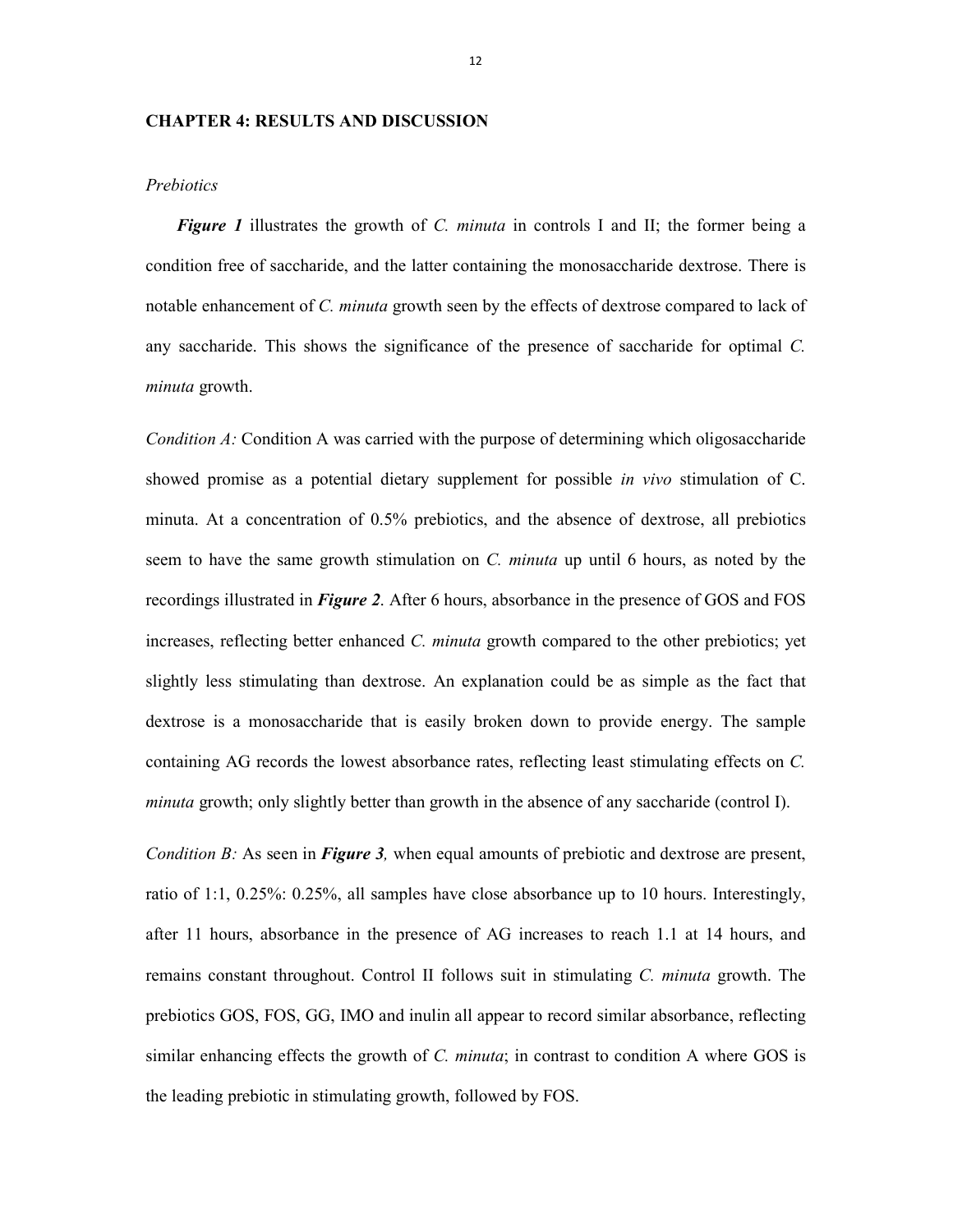## CHAPTER 4: RESULTS AND DISCUSSION

*Prebiotics*

***Figure 1*** illustrates the growth of *C. minuta* in controls I and II; the former being a condition free of saccharide, and the latter containing the monosaccharide dextrose. There is notable enhancement of *C. minuta* growth seen by the effects of dextrose compared to lack of any saccharide. This shows the significance of the presence of saccharide for optimal *C. minuta* growth.

*Condition A:* Condition A was carried with the purpose of determining which oligosaccharide showed promise as a potential dietary supplement for possible *in vivo* stimulation of C. minuta. At a concentration of 0.5% prebiotics, and the absence of dextrose, all prebiotics seem to have the same growth stimulation on *C. minuta* up until 6 hours, as noted by the recordings illustrated in ***Figure 2***. After 6 hours, absorbance in the presence of GOS and FOS increases, reflecting better enhanced *C. minuta* growth compared to the other prebiotics; yet slightly less stimulating than dextrose. An explanation could be as simple as the fact that dextrose is a monosaccharide that is easily broken down to provide energy. The sample containing AG records the lowest absorbance rates, reflecting least stimulating effects on *C. minuta* growth; only slightly better than growth in the absence of any saccharide (control I).

*Condition B:* As seen in ***Figure 3,*** when equal amounts of prebiotic and dextrose are present, ratio of 1:1, 0.25%: 0.25%, all samples have close absorbance up to 10 hours. Interestingly, after 11 hours, absorbance in the presence of AG increases to reach 1.1 at 14 hours, and remains constant throughout. Control II follows suit in stimulating *C. minuta* growth. The prebiotics GOS, FOS, GG, IMO and inulin all appear to record similar absorbance, reflecting similar enhancing effects the growth of *C. minuta*; in contrast to condition A where GOS is the leading prebiotic in stimulating growth, followed by FOS.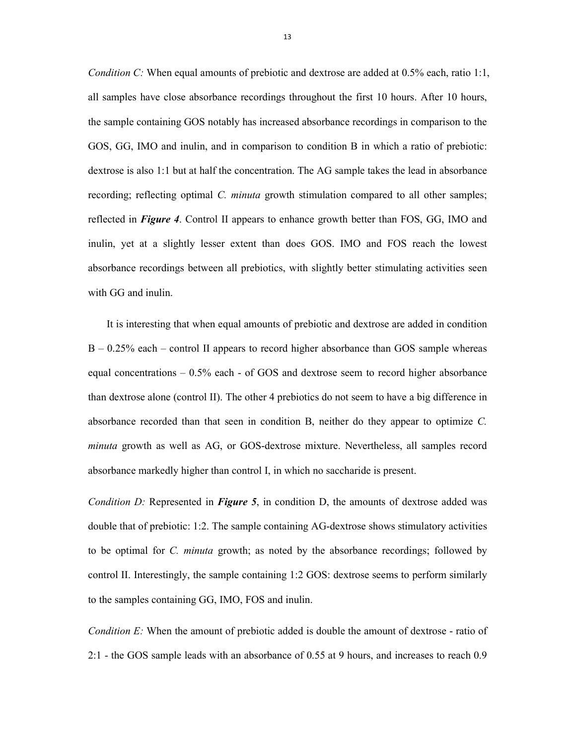*Condition C:* When equal amounts of prebiotic and dextrose are added at 0.5% each, ratio 1:1, all samples have close absorbance recordings throughout the first 10 hours. After 10 hours, the sample containing GOS notably has increased absorbance recordings in comparison to the GOS, GG, IMO and inulin, and in comparison to condition B in which a ratio of prebiotic: dextrose is also 1:1 but at half the concentration. The AG sample takes the lead in absorbance recording; reflecting optimal *C. minuta* growth stimulation compared to all other samples; reflected in ***Figure 4***. Control II appears to enhance growth better than FOS, GG, IMO and inulin, yet at a slightly lesser extent than does GOS. IMO and FOS reach the lowest absorbance recordings between all prebiotics, with slightly better stimulating activities seen with GG and inulin.

It is interesting that when equal amounts of prebiotic and dextrose are added in condition B – 0.25% each – control II appears to record higher absorbance than GOS sample whereas equal concentrations – 0.5% each - of GOS and dextrose seem to record higher absorbance than dextrose alone (control II). The other 4 prebiotics do not seem to have a big difference in absorbance recorded than that seen in condition B, neither do they appear to optimize *C. minuta* growth as well as AG, or GOS-dextrose mixture. Nevertheless, all samples record absorbance markedly higher than control I, in which no saccharide is present.

*Condition D:* Represented in ***Figure 5***, in condition D, the amounts of dextrose added was double that of prebiotic: 1:2. The sample containing AG-dextrose shows stimulatory activities to be optimal for *C. minuta* growth; as noted by the absorbance recordings; followed by control II. Interestingly, the sample containing 1:2 GOS: dextrose seems to perform similarly to the samples containing GG, IMO, FOS and inulin.

*Condition E:* When the amount of prebiotic added is double the amount of dextrose - ratio of 2:1 - the GOS sample leads with an absorbance of 0.55 at 9 hours, and increases to reach 0.9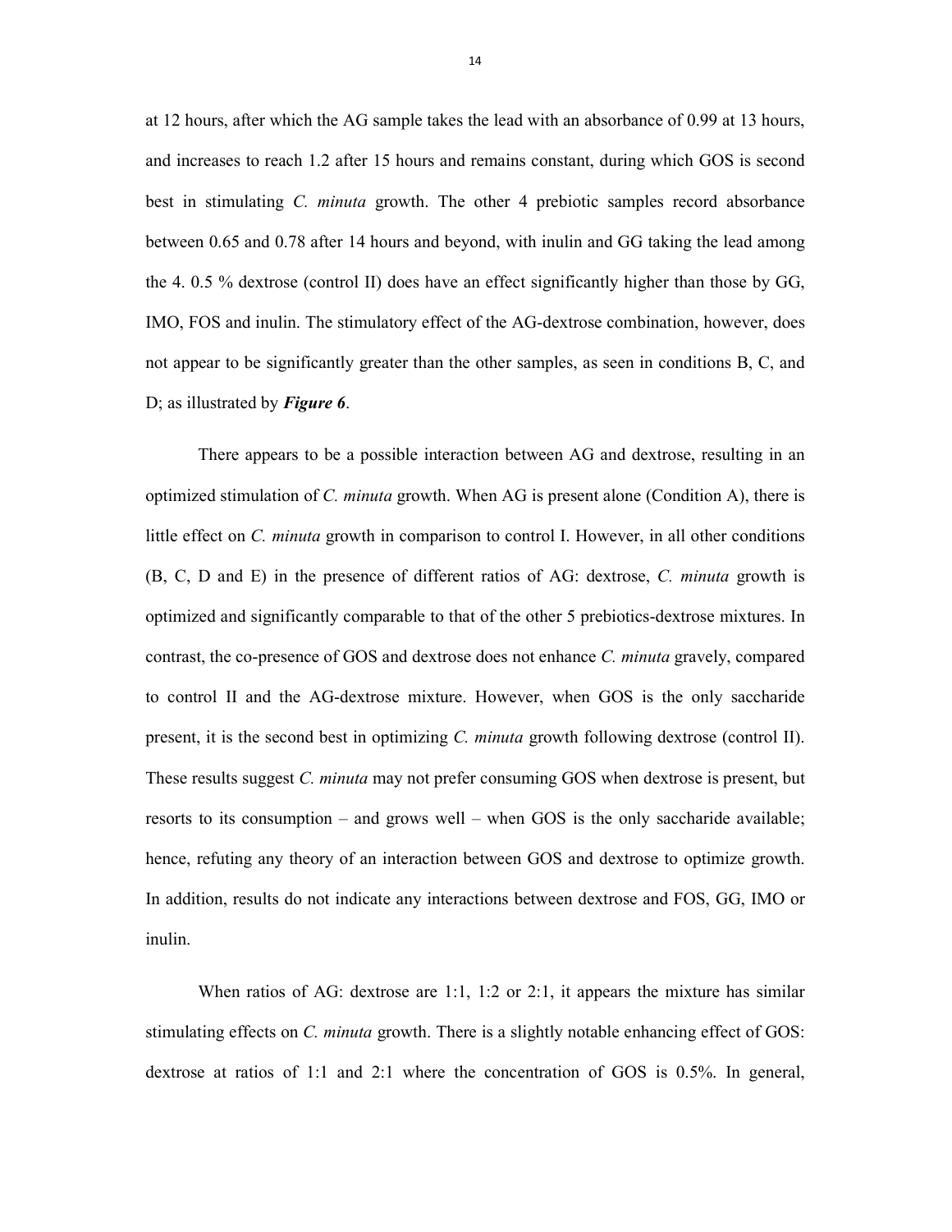at 12 hours, after which the AG sample takes the lead with an absorbance of 0.99 at 13 hours, and increases to reach 1.2 after 15 hours and remains constant, during which GOS is second best in stimulating *C. minuta* growth. The other 4 prebiotic samples record absorbance between 0.65 and 0.78 after 14 hours and beyond, with inulin and GG taking the lead among the 4. 0.5 % dextrose (control II) does have an effect significantly higher than those by GG, IMO, FOS and inulin. The stimulatory effect of the AG-dextrose combination, however, does not appear to be significantly greater than the other samples, as seen in conditions B, C, and D; as illustrated by ***Figure 6***.

There appears to be a possible interaction between AG and dextrose, resulting in an optimized stimulation of *C. minuta* growth. When AG is present alone (Condition A), there is little effect on *C. minuta* growth in comparison to control I. However, in all other conditions (B, C, D and E) in the presence of different ratios of AG: dextrose, *C. minuta* growth is optimized and significantly comparable to that of the other 5 prebiotics-dextrose mixtures. In contrast, the co-presence of GOS and dextrose does not enhance *C. minuta* gravely, compared to control II and the AG-dextrose mixture. However, when GOS is the only saccharide present, it is the second best in optimizing *C. minuta* growth following dextrose (control II). These results suggest *C. minuta* may not prefer consuming GOS when dextrose is present, but resorts to its consumption – and grows well – when GOS is the only saccharide available; hence, refuting any theory of an interaction between GOS and dextrose to optimize growth. In addition, results do not indicate any interactions between dextrose and FOS, GG, IMO or inulin.

When ratios of AG: dextrose are 1:1, 1:2 or 2:1, it appears the mixture has similar stimulating effects on *C. minuta* growth. There is a slightly notable enhancing effect of GOS: dextrose at ratios of 1:1 and 2:1 where the concentration of GOS is 0.5%. In general,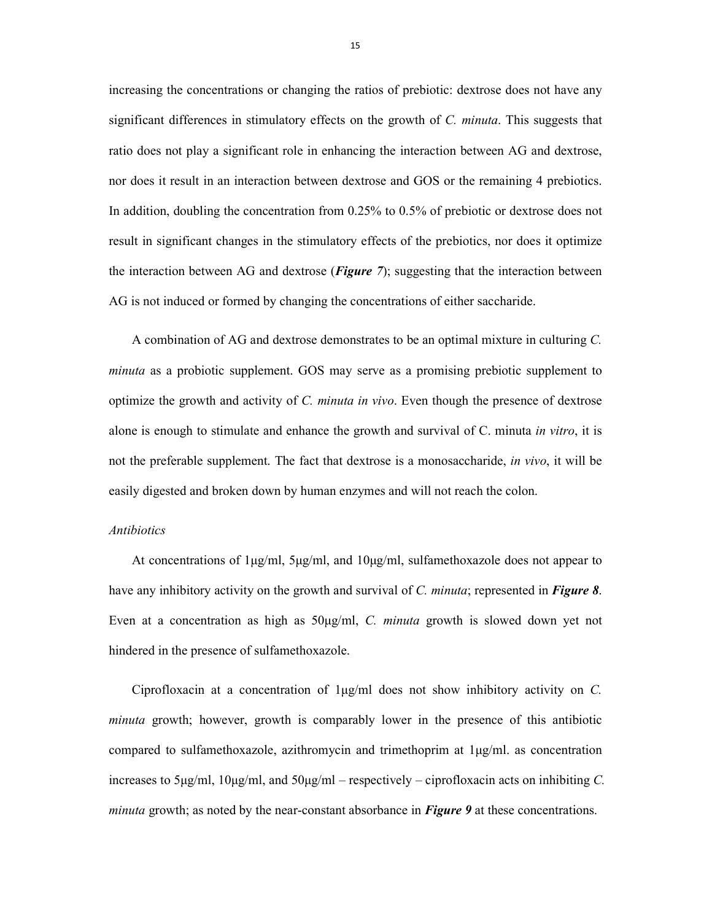increasing the concentrations or changing the ratios of prebiotic: dextrose does not have any significant differences in stimulatory effects on the growth of *C. minuta*. This suggests that ratio does not play a significant role in enhancing the interaction between AG and dextrose, nor does it result in an interaction between dextrose and GOS or the remaining 4 prebiotics. In addition, doubling the concentration from 0.25% to 0.5% of prebiotic or dextrose does not result in significant changes in the stimulatory effects of the prebiotics, nor does it optimize the interaction between AG and dextrose (***Figure 7***); suggesting that the interaction between AG is not induced or formed by changing the concentrations of either saccharide.

A combination of AG and dextrose demonstrates to be an optimal mixture in culturing *C. minuta* as a probiotic supplement. GOS may serve as a promising prebiotic supplement to optimize the growth and activity of *C. minuta in vivo*. Even though the presence of dextrose alone is enough to stimulate and enhance the growth and survival of C. minuta *in vitro*, it is not the preferable supplement. The fact that dextrose is a monosaccharide, *in vivo*, it will be easily digested and broken down by human enzymes and will not reach the colon.

*Antibiotics*

At concentrations of 1μg/ml, 5μg/ml, and 10μg/ml, sulfamethoxazole does not appear to have any inhibitory activity on the growth and survival of *C. minuta*; represented in ***Figure 8***. Even at a concentration as high as 50μg/ml, *C. minuta* growth is slowed down yet not hindered in the presence of sulfamethoxazole.

Ciprofloxacin at a concentration of 1μg/ml does not show inhibitory activity on *C. minuta* growth; however, growth is comparably lower in the presence of this antibiotic compared to sulfamethoxazole, azithromycin and trimethoprim at 1μg/ml. as concentration increases to 5μg/ml, 10μg/ml, and 50μg/ml – respectively – ciprofloxacin acts on inhibiting *C. minuta* growth; as noted by the near-constant absorbance in ***Figure 9*** at these concentrations.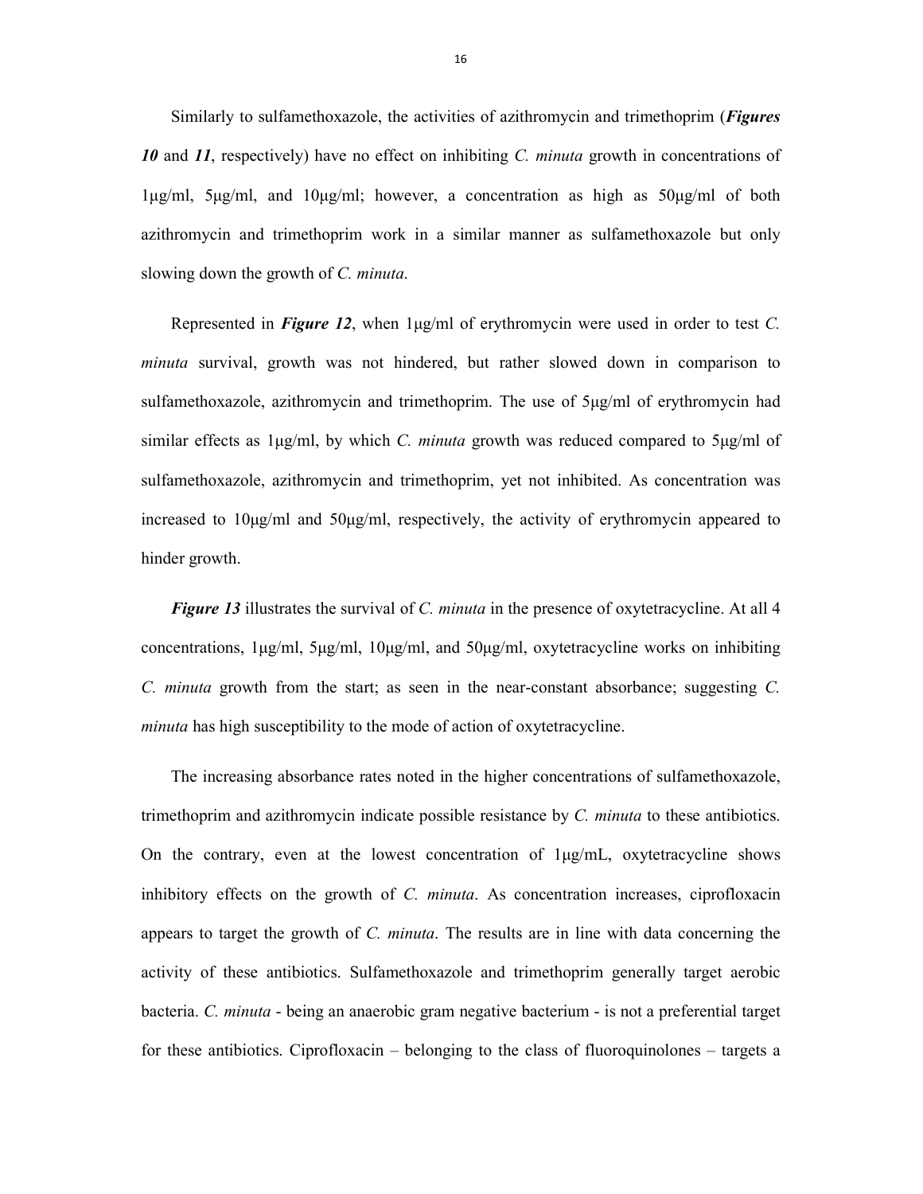Similarly to sulfamethoxazole, the activities of azithromycin and trimethoprim (***Figures 10*** and ***11***, respectively) have no effect on inhibiting *C. minuta* growth in concentrations of 1μg/ml, 5μg/ml, and 10μg/ml; however, a concentration as high as 50μg/ml of both azithromycin and trimethoprim work in a similar manner as sulfamethoxazole but only slowing down the growth of *C. minuta*.

Represented in ***Figure 12***, when 1μg/ml of erythromycin were used in order to test *C. minuta* survival, growth was not hindered, but rather slowed down in comparison to sulfamethoxazole, azithromycin and trimethoprim. The use of 5μg/ml of erythromycin had similar effects as 1μg/ml, by which *C. minuta* growth was reduced compared to 5μg/ml of sulfamethoxazole, azithromycin and trimethoprim, yet not inhibited. As concentration was increased to 10μg/ml and 50μg/ml, respectively, the activity of erythromycin appeared to hinder growth.

***Figure 13*** illustrates the survival of *C. minuta* in the presence of oxytetracycline. At all 4 concentrations, 1μg/ml, 5μg/ml, 10μg/ml, and 50μg/ml, oxytetracycline works on inhibiting *C. minuta* growth from the start; as seen in the near-constant absorbance; suggesting *C. minuta* has high susceptibility to the mode of action of oxytetracycline.

The increasing absorbance rates noted in the higher concentrations of sulfamethoxazole, trimethoprim and azithromycin indicate possible resistance by *C. minuta* to these antibiotics. On the contrary, even at the lowest concentration of 1μg/mL, oxytetracycline shows inhibitory effects on the growth of *C. minuta*. As concentration increases, ciprofloxacin appears to target the growth of *C. minuta*. The results are in line with data concerning the activity of these antibiotics. Sulfamethoxazole and trimethoprim generally target aerobic bacteria. *C. minuta* - being an anaerobic gram negative bacterium - is not a preferential target for these antibiotics. Ciprofloxacin – belonging to the class of fluoroquinolones – targets a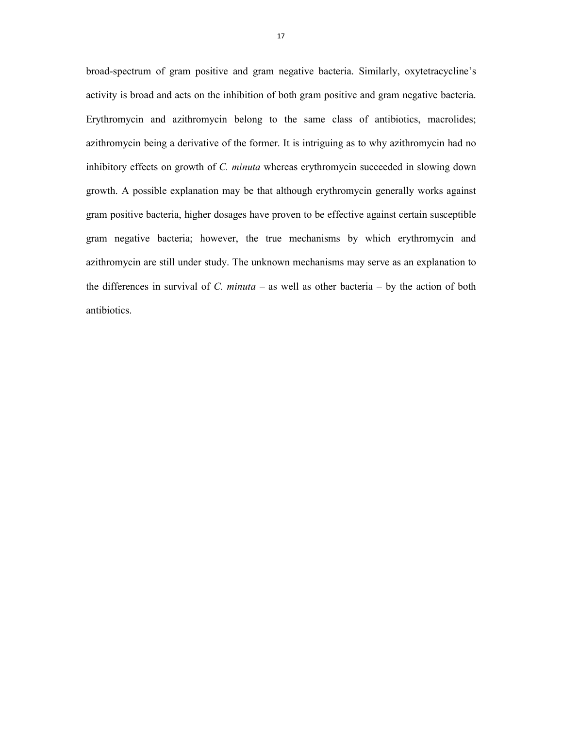broad-spectrum of gram positive and gram negative bacteria. Similarly, oxytetracycline's activity is broad and acts on the inhibition of both gram positive and gram negative bacteria. Erythromycin and azithromycin belong to the same class of antibiotics, macrolides; azithromycin being a derivative of the former. It is intriguing as to why azithromycin had no inhibitory effects on growth of *C. minuta* whereas erythromycin succeeded in slowing down growth. A possible explanation may be that although erythromycin generally works against gram positive bacteria, higher dosages have proven to be effective against certain susceptible gram negative bacteria; however, the true mechanisms by which erythromycin and azithromycin are still under study. The unknown mechanisms may serve as an explanation to the differences in survival of *C. minuta* – as well as other bacteria – by the action of both antibiotics.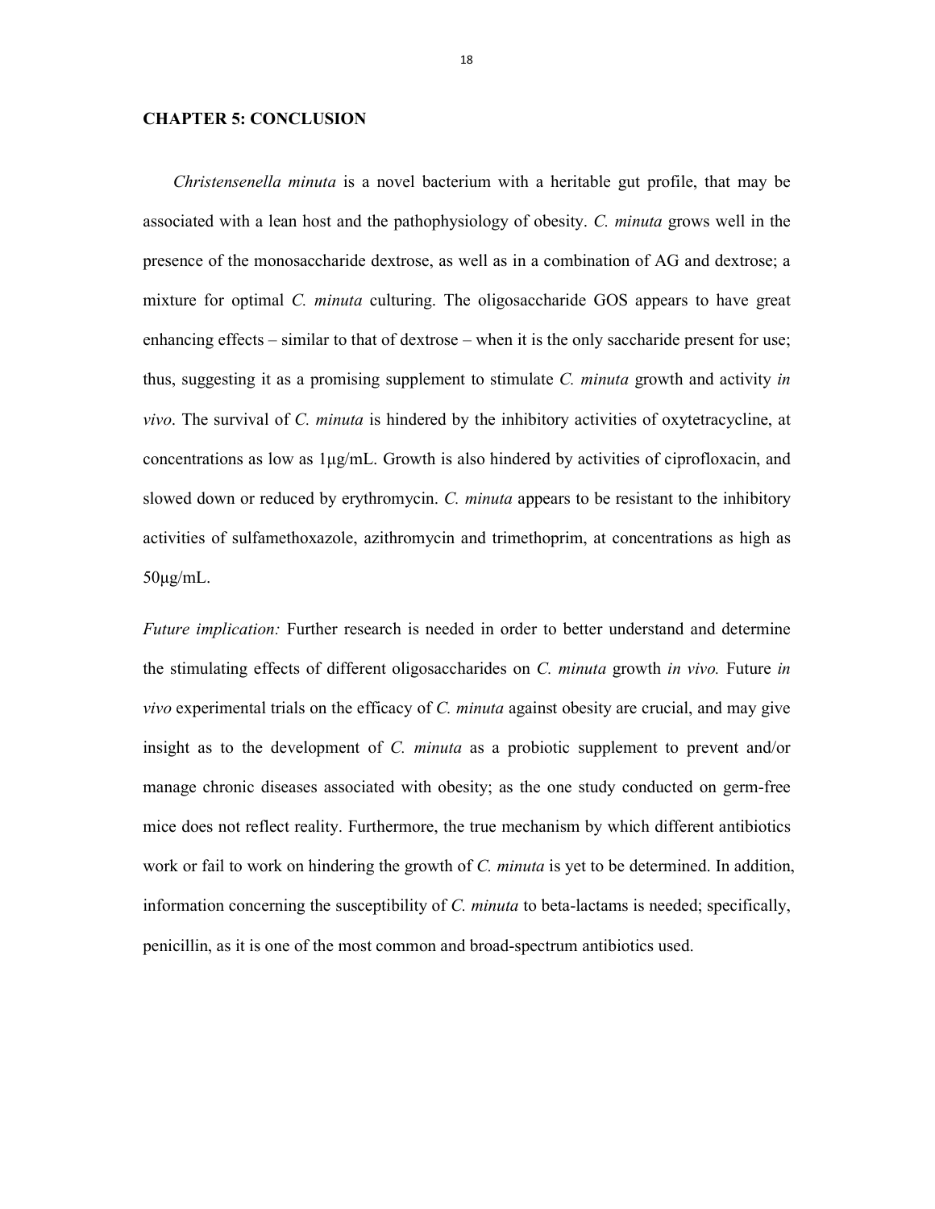## CHAPTER 5: CONCLUSION

*Christensenella minuta* is a novel bacterium with a heritable gut profile, that may be associated with a lean host and the pathophysiology of obesity. *C. minuta* grows well in the presence of the monosaccharide dextrose, as well as in a combination of AG and dextrose; a mixture for optimal *C. minuta* culturing. The oligosaccharide GOS appears to have great enhancing effects – similar to that of dextrose – when it is the only saccharide present for use; thus, suggesting it as a promising supplement to stimulate *C. minuta* growth and activity *in vivo*. The survival of *C. minuta* is hindered by the inhibitory activities of oxytetracycline, at concentrations as low as 1μg/mL. Growth is also hindered by activities of ciprofloxacin, and slowed down or reduced by erythromycin. *C. minuta* appears to be resistant to the inhibitory activities of sulfamethoxazole, azithromycin and trimethoprim, at concentrations as high as 50μg/mL.

*Future implication:* Further research is needed in order to better understand and determine the stimulating effects of different oligosaccharides on *C. minuta* growth *in vivo.* Future *in vivo* experimental trials on the efficacy of *C. minuta* against obesity are crucial, and may give insight as to the development of *C. minuta* as a probiotic supplement to prevent and/or manage chronic diseases associated with obesity; as the one study conducted on germ-free mice does not reflect reality. Furthermore, the true mechanism by which different antibiotics work or fail to work on hindering the growth of *C. minuta* is yet to be determined. In addition, information concerning the susceptibility of *C. minuta* to beta-lactams is needed; specifically, penicillin, as it is one of the most common and broad-spectrum antibiotics used.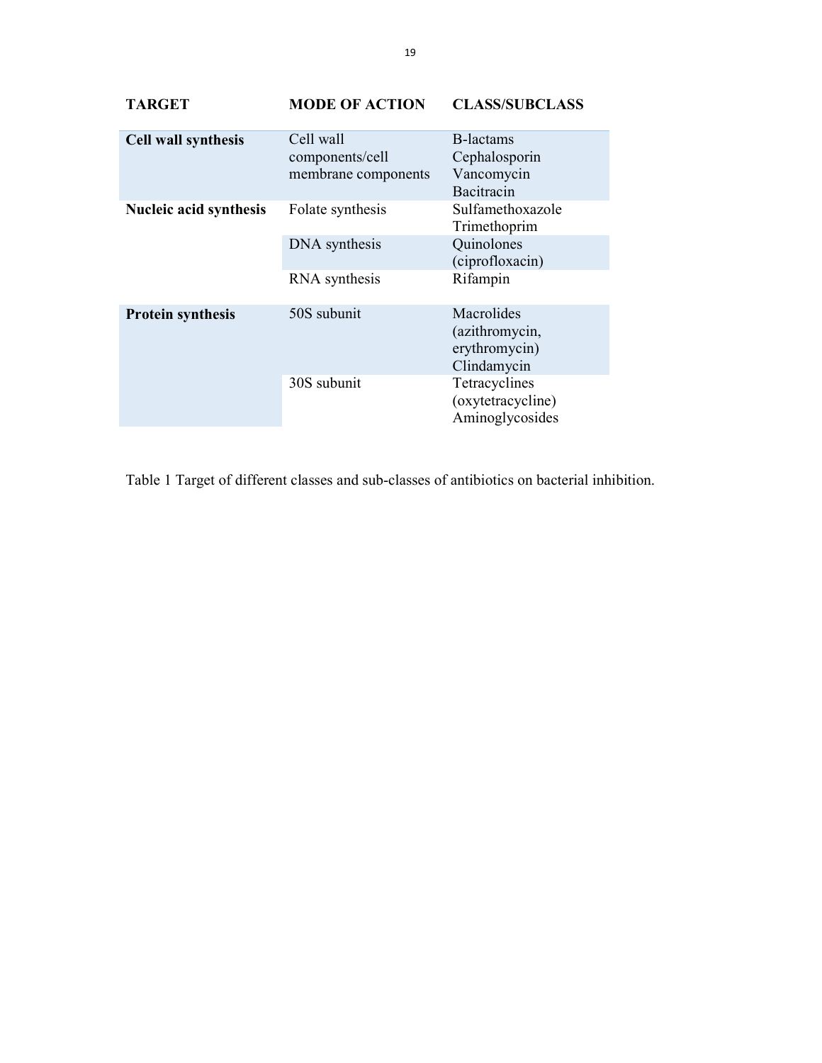| TARGET | MODE OF ACTION | CLASS/SUBCLASS |
|---|---|---|
| **Cell wall synthesis** | Cell wall components/cell membrane components | B-lactams<br>Cephalosporin<br>Vancomycin<br>Bacitracin |
| **Nucleic acid synthesis** | Folate synthesis | Sulfamethoxazole<br>Trimethoprim |
| | DNA synthesis | Quinolones (ciprofloxacin) |
| | RNA synthesis | Rifampin |
| **Protein synthesis** | 50S subunit | Macrolides (azithromycin, erythromycin)<br>Clindamycin |
| | 30S subunit | Tetracyclines (oxytetracycline)<br>Aminoglycosides |

Table 1 Target of different classes and sub-classes of antibiotics on bacterial inhibition.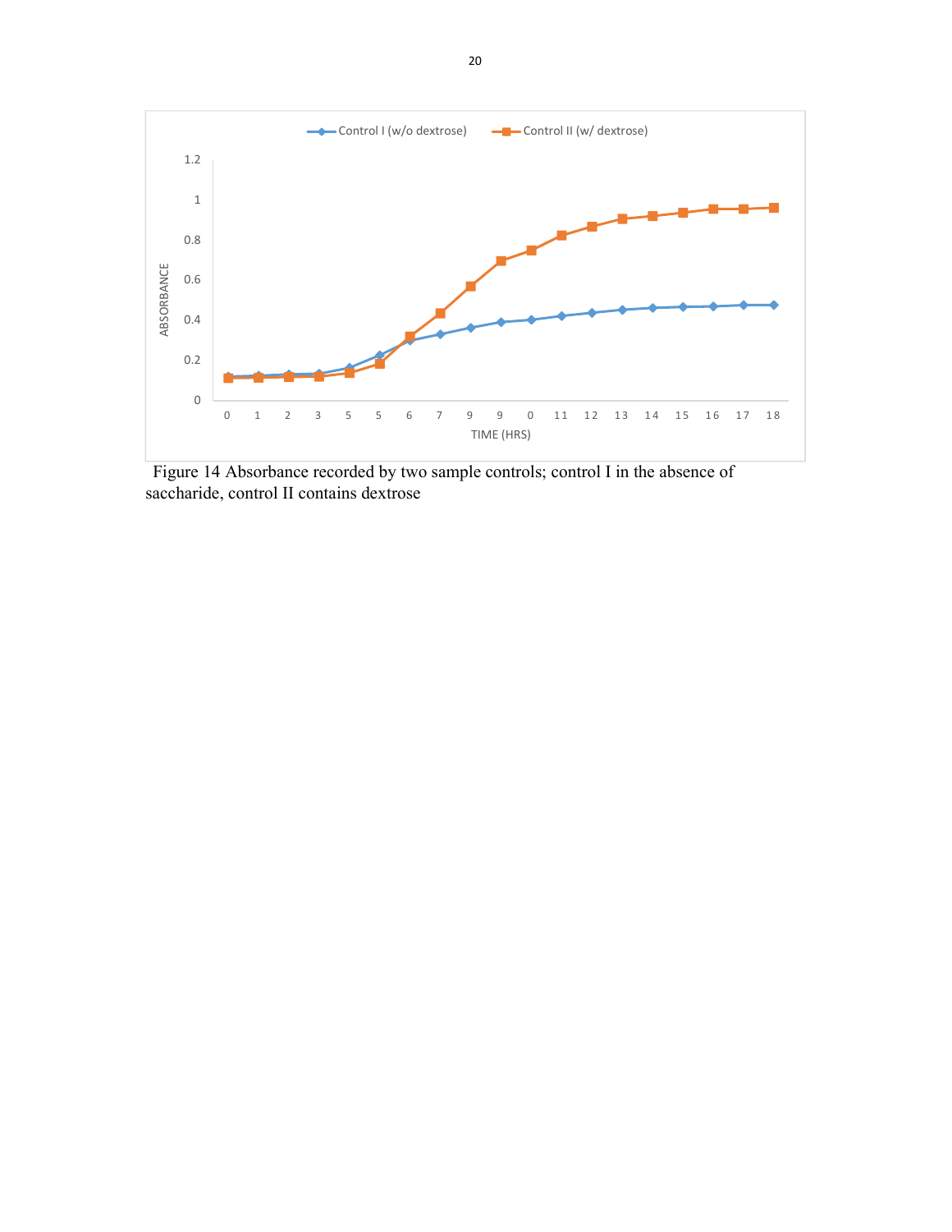Figure 14 Absorbance recorded by two sample controls; control I in the absence of saccharide, control II contains dextrose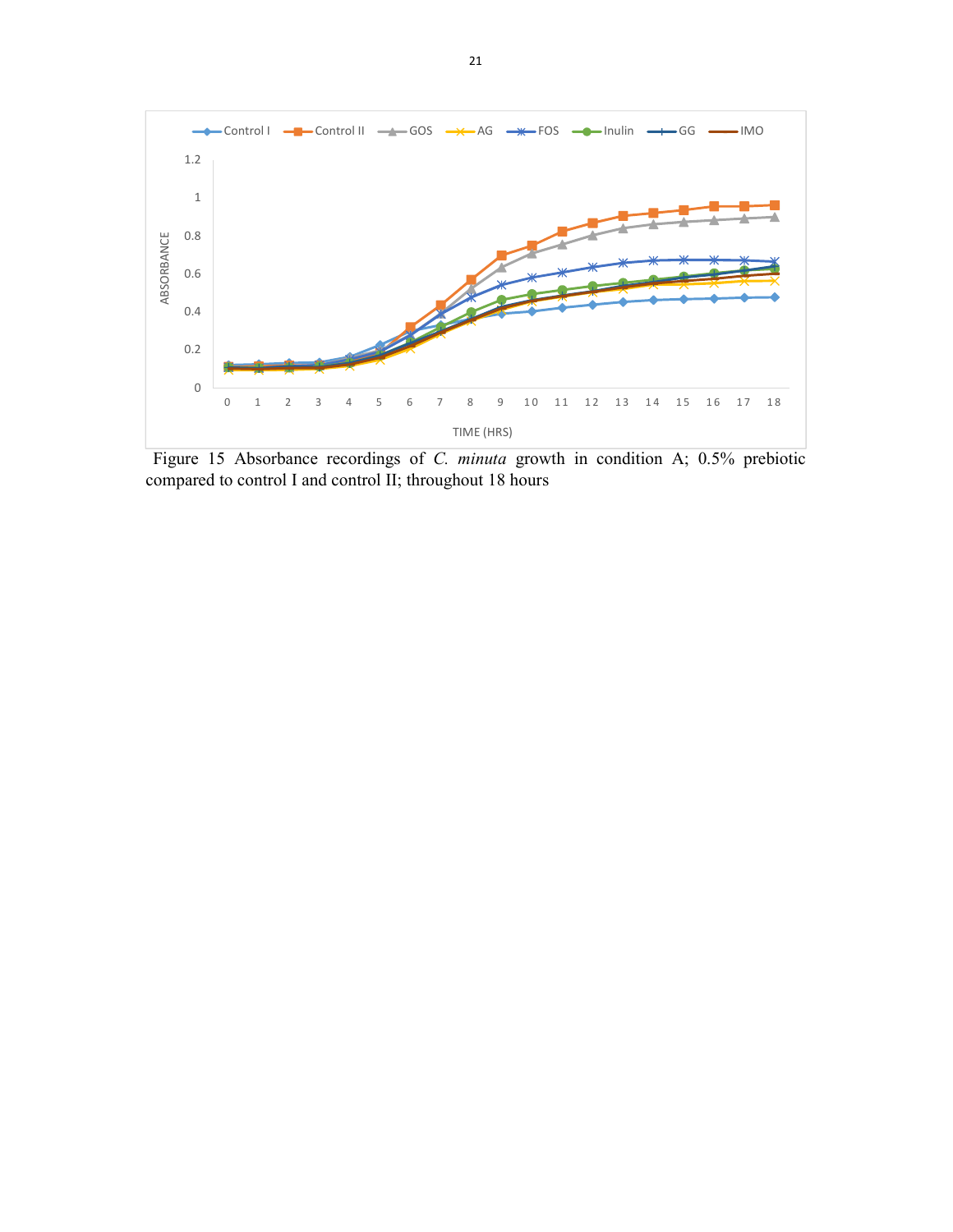Figure 15 Absorbance recordings of *C. minuta* growth in condition A; 0.5% prebiotic compared to control I and control II; throughout 18 hours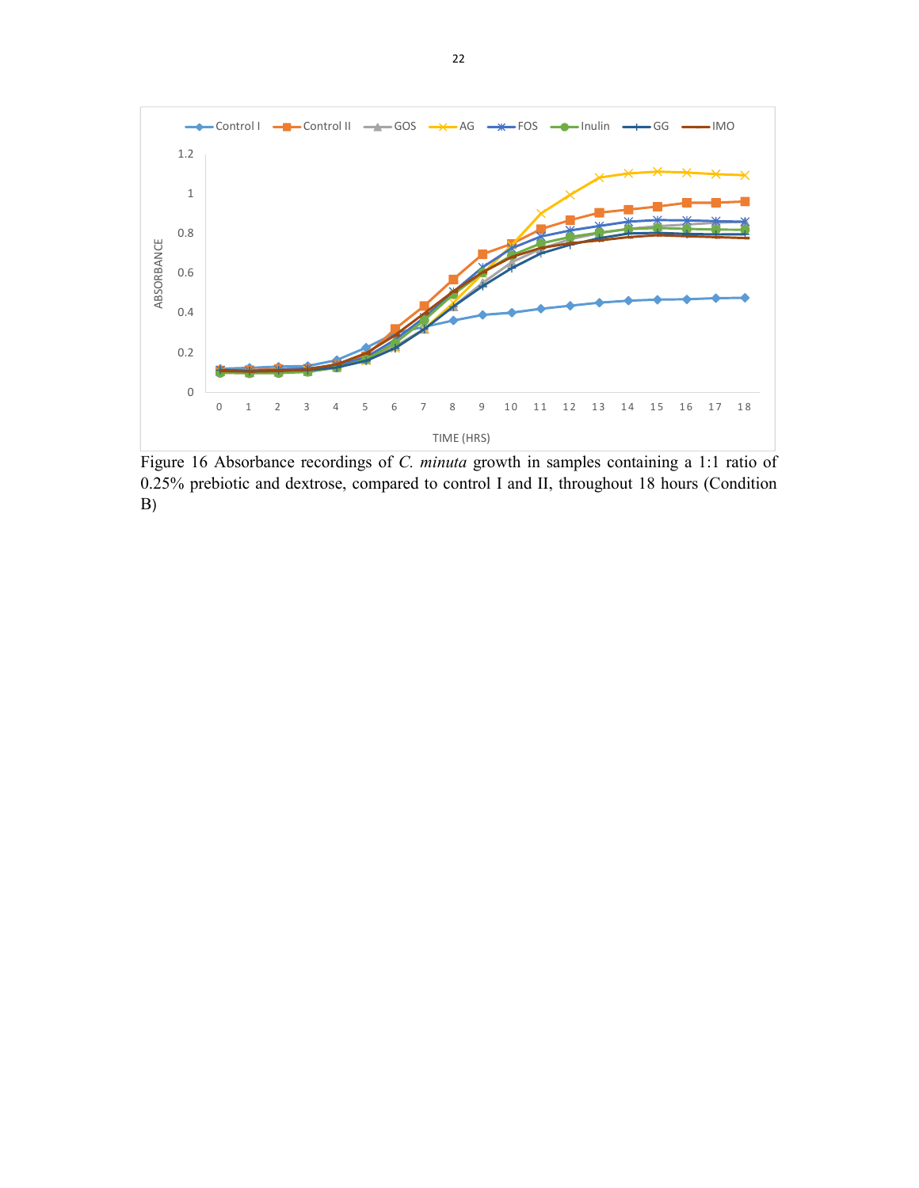Figure 16 Absorbance recordings of *C. minuta* growth in samples containing a 1:1 ratio of 0.25% prebiotic and dextrose, compared to control I and II, throughout 18 hours (Condition B)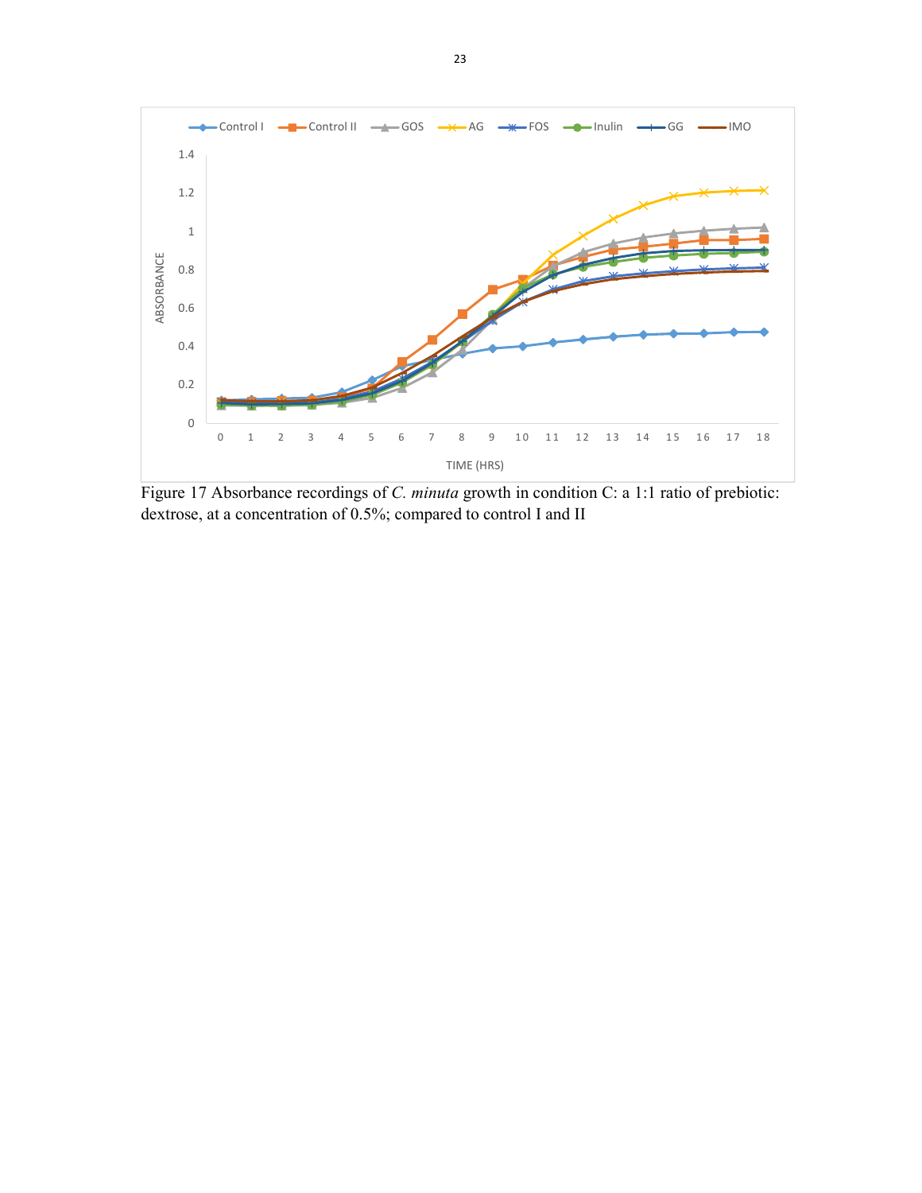Figure 17 Absorbance recordings of *C. minuta* growth in condition C: a 1:1 ratio of prebiotic: dextrose, at a concentration of 0.5%; compared to control I and II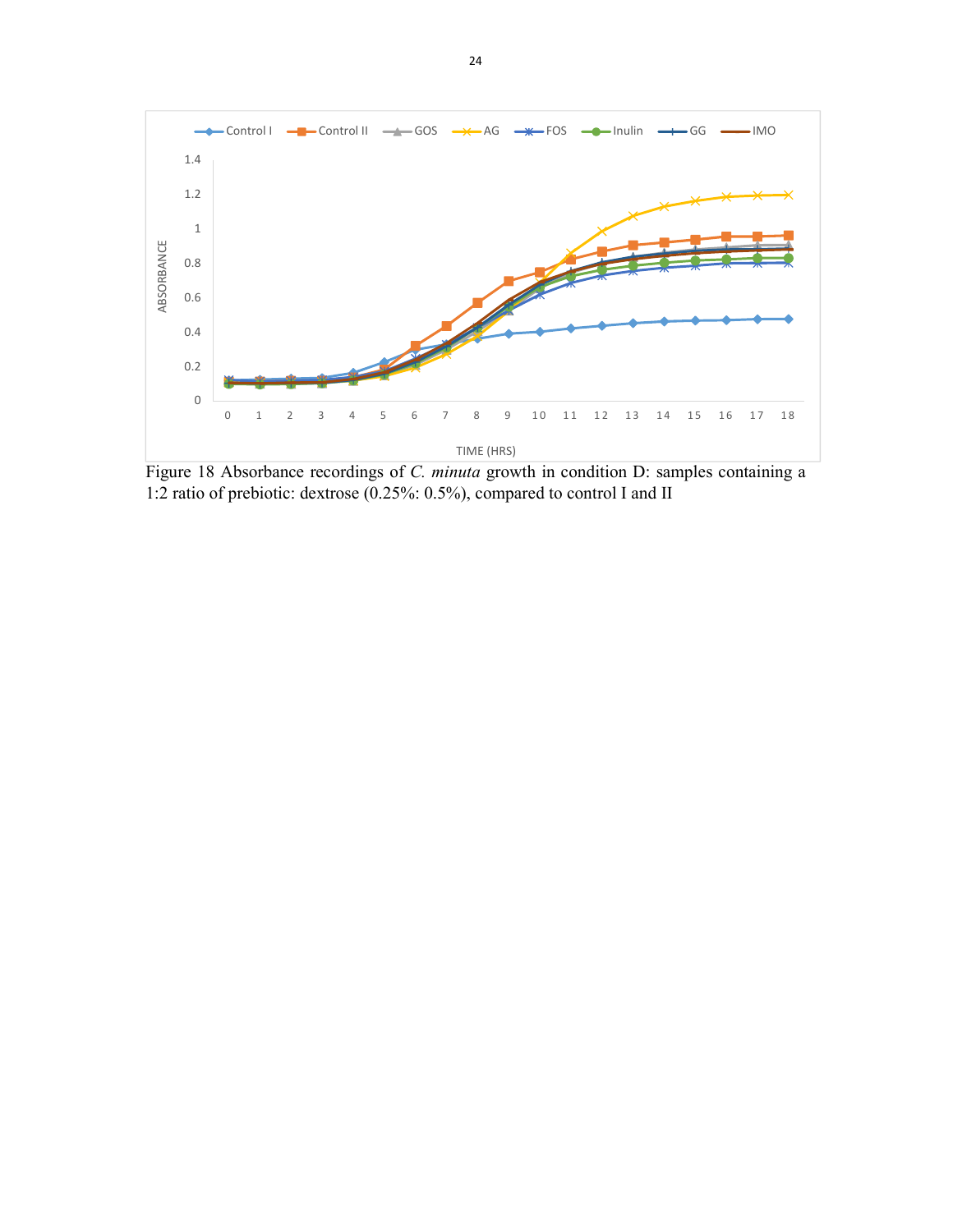Figure 18 Absorbance recordings of *C. minuta* growth in condition D: samples containing a 1:2 ratio of prebiotic: dextrose (0.25%: 0.5%), compared to control I and II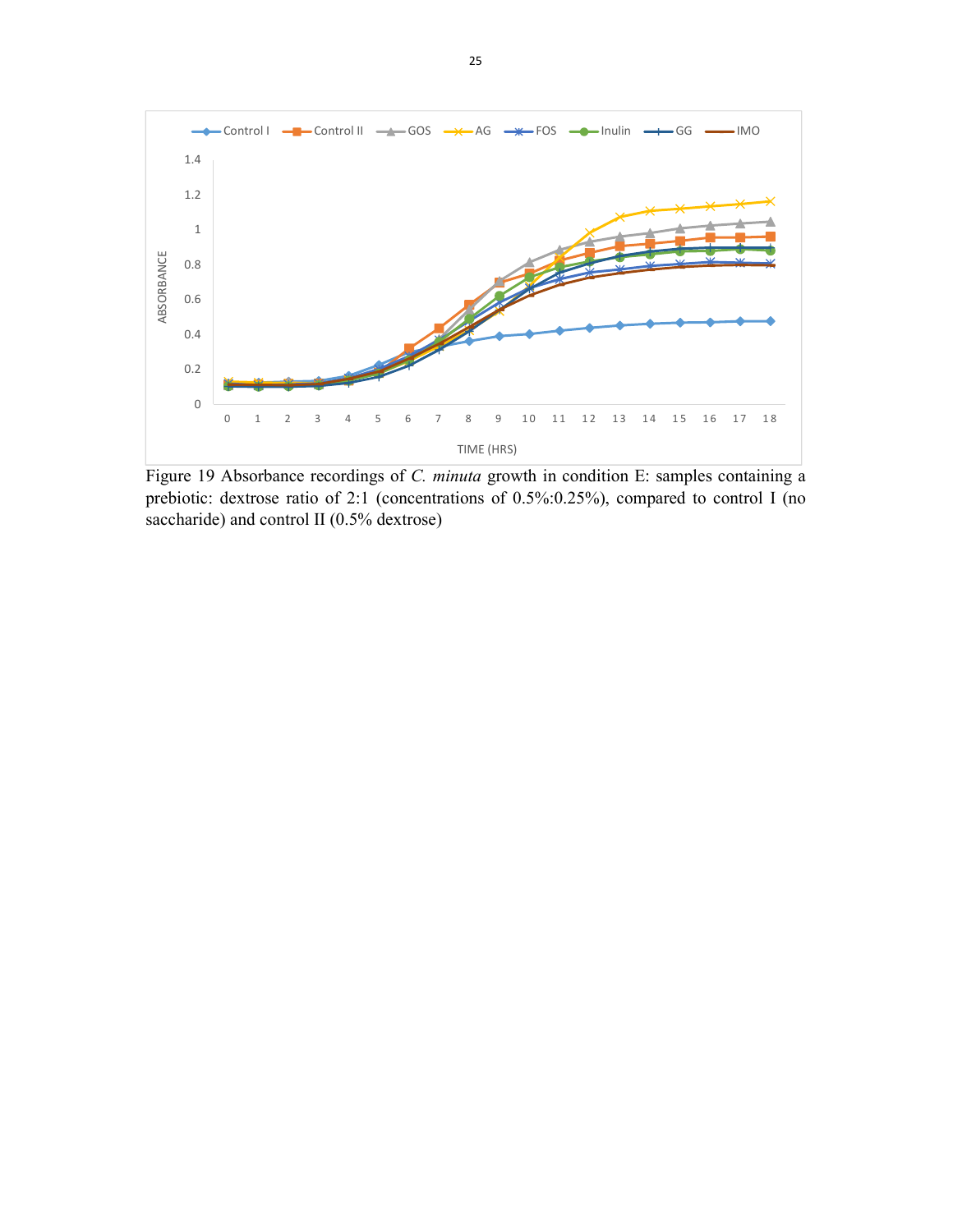Figure 19 Absorbance recordings of *C. minuta* growth in condition E: samples containing a prebiotic: dextrose ratio of 2:1 (concentrations of 0.5%:0.25%), compared to control I (no saccharide) and control II (0.5% dextrose)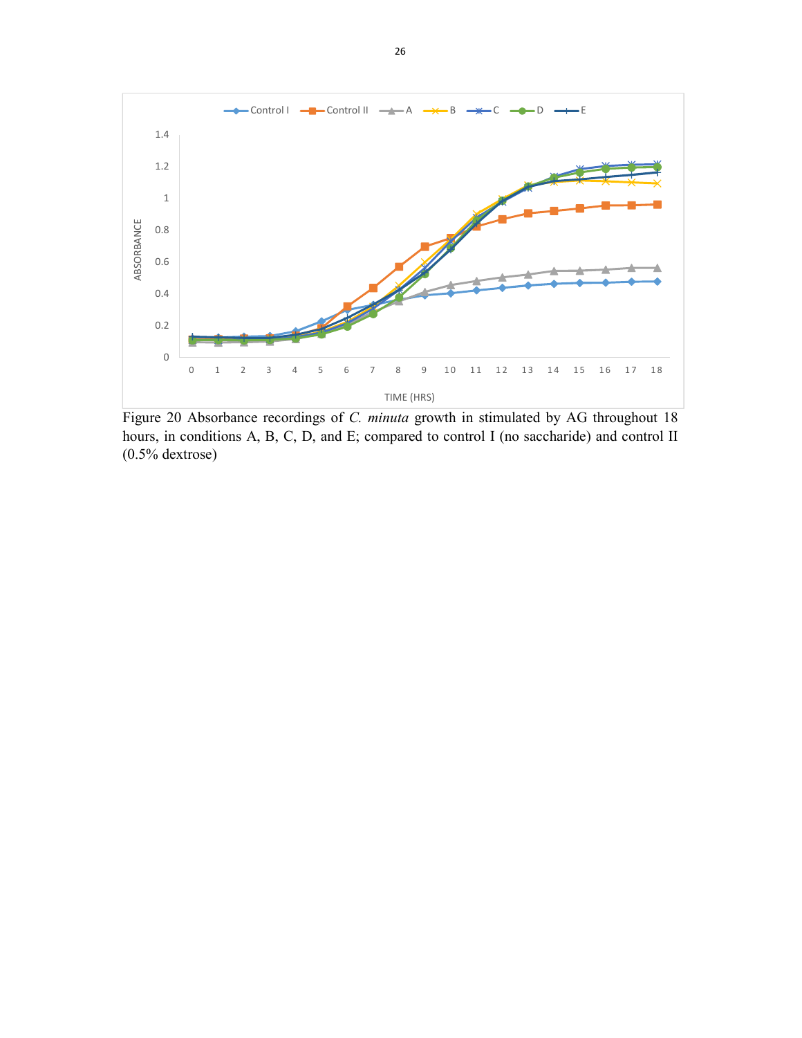Figure 20 Absorbance recordings of *C. minuta* growth in stimulated by AG throughout 18 hours, in conditions A, B, C, D, and E; compared to control I (no saccharide) and control II (0.5% dextrose)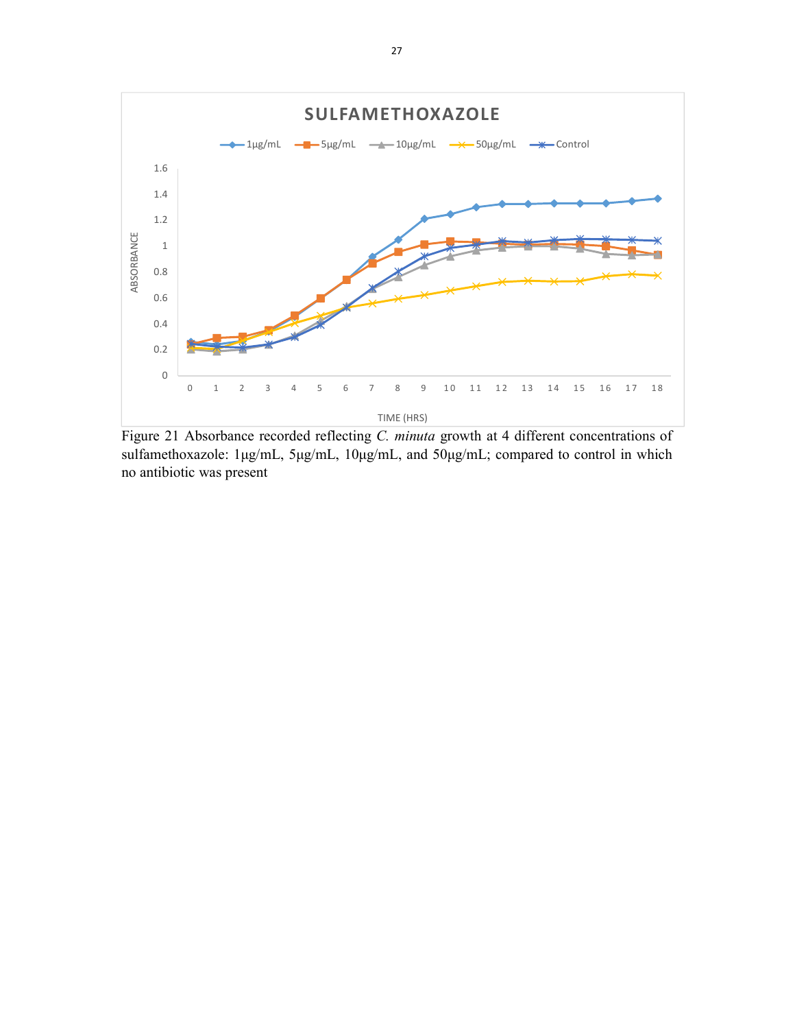Figure 21 Absorbance recorded reflecting *C. minuta* growth at 4 different concentrations of sulfamethoxazole: 1μg/mL, 5μg/mL, 10μg/mL, and 50μg/mL; compared to control in which no antibiotic was present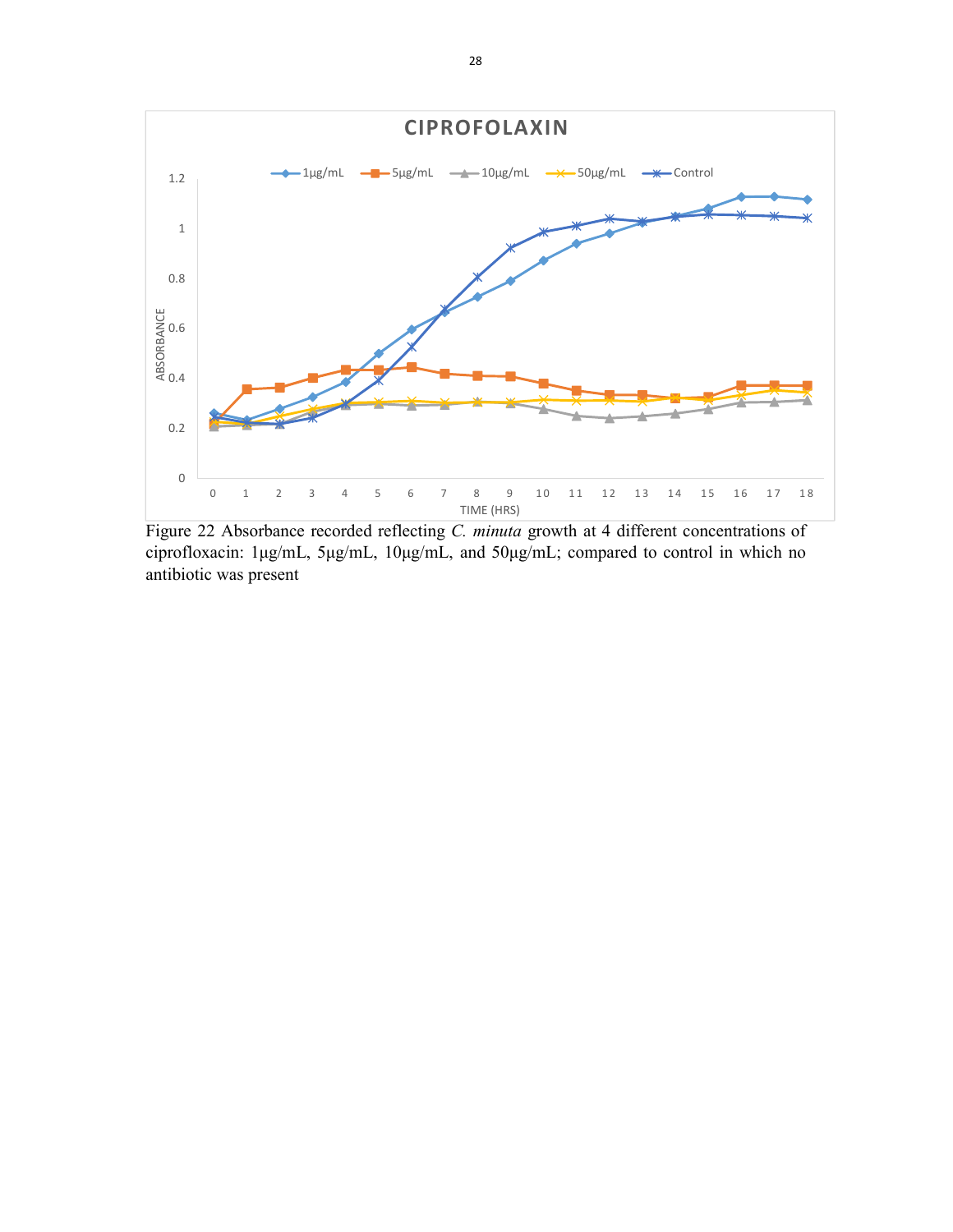Figure 22 Absorbance recorded reflecting *C. minuta* growth at 4 different concentrations of ciprofloxacin: 1µg/mL, 5µg/mL, 10µg/mL, and 50µg/mL; compared to control in which no antibiotic was present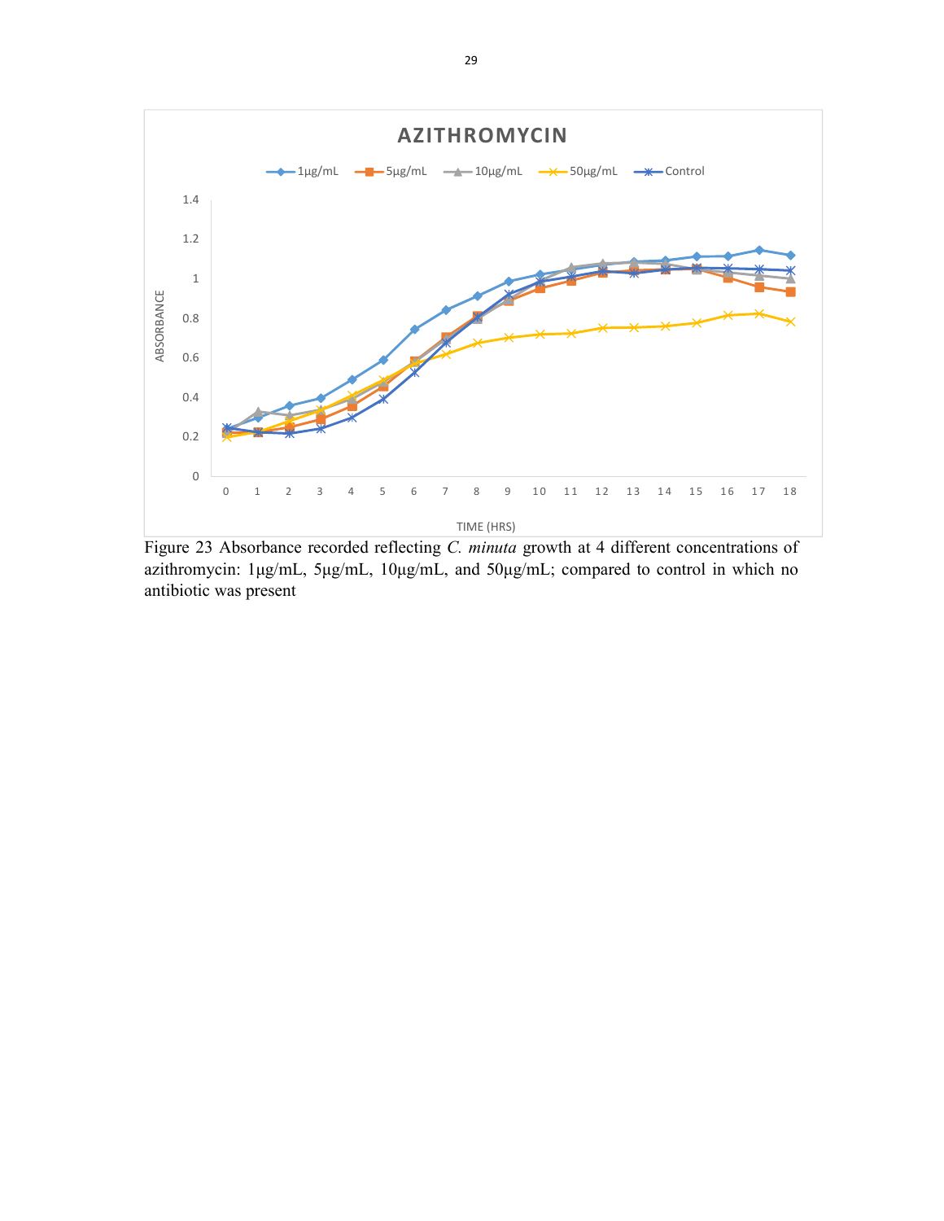Figure 23 Absorbance recorded reflecting *C. minuta* growth at 4 different concentrations of azithromycin: 1µg/mL, 5µg/mL, 10µg/mL, and 50µg/mL; compared to control in which no antibiotic was present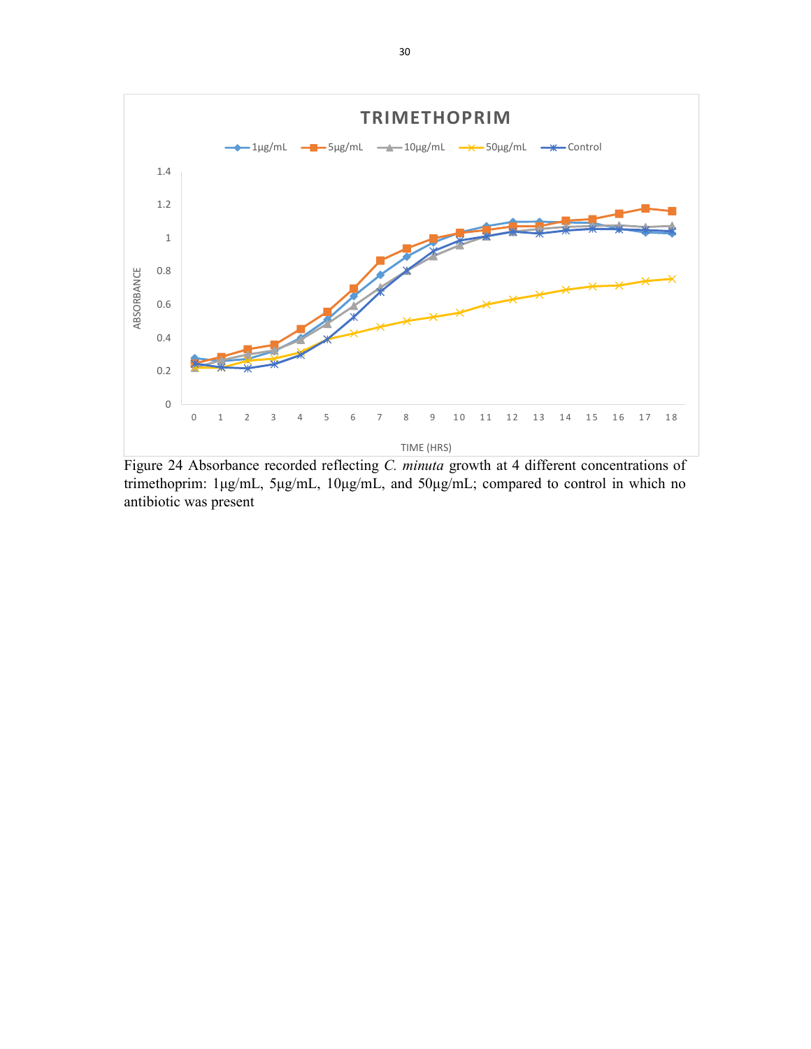Figure 24 Absorbance recorded reflecting *C. minuta* growth at 4 different concentrations of trimethoprim: 1μg/mL, 5μg/mL, 10μg/mL, and 50μg/mL; compared to control in which no antibiotic was present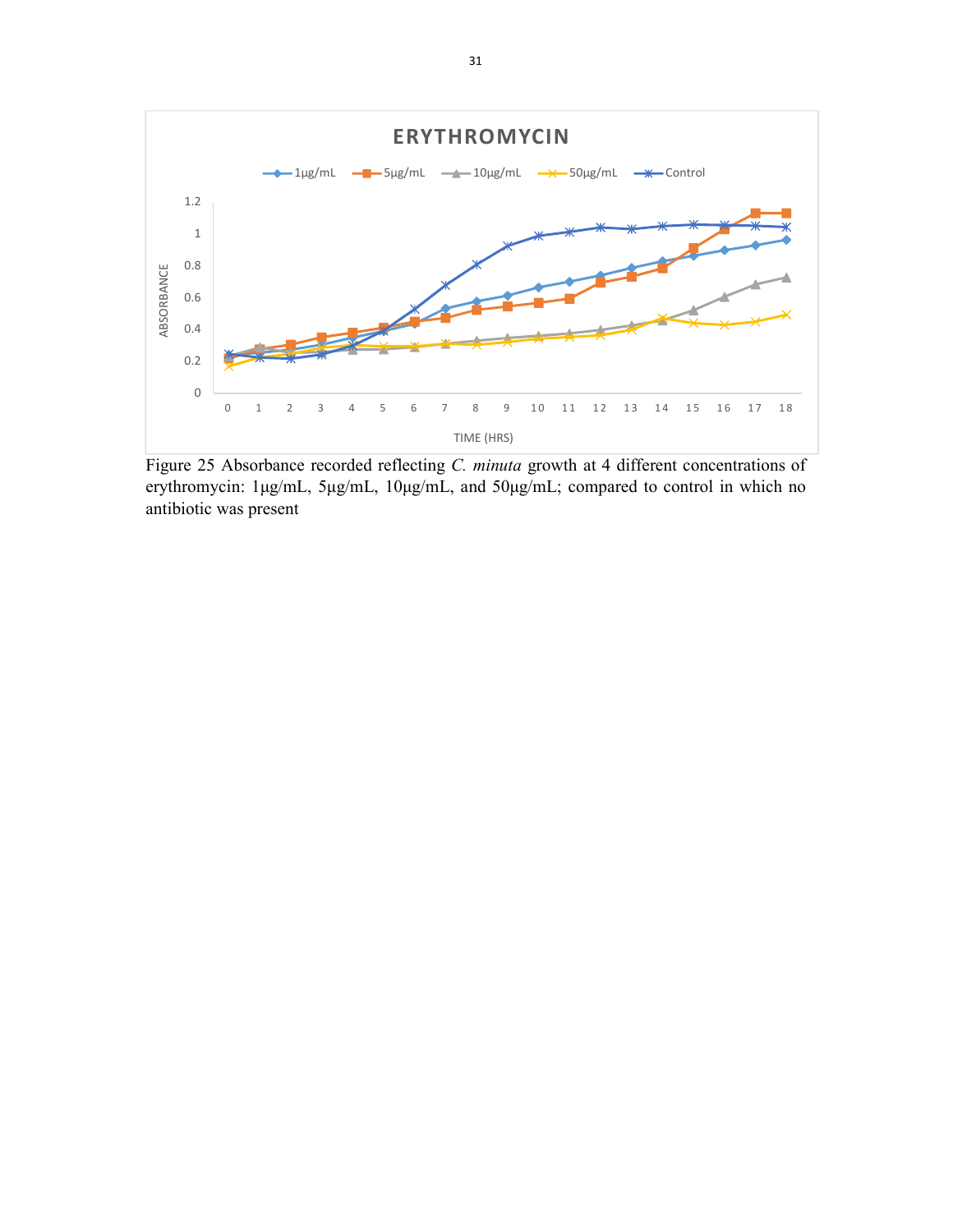Figure 25 Absorbance recorded reflecting *C. minuta* growth at 4 different concentrations of erythromycin: 1µg/mL, 5µg/mL, 10µg/mL, and 50µg/mL; compared to control in which no antibiotic was present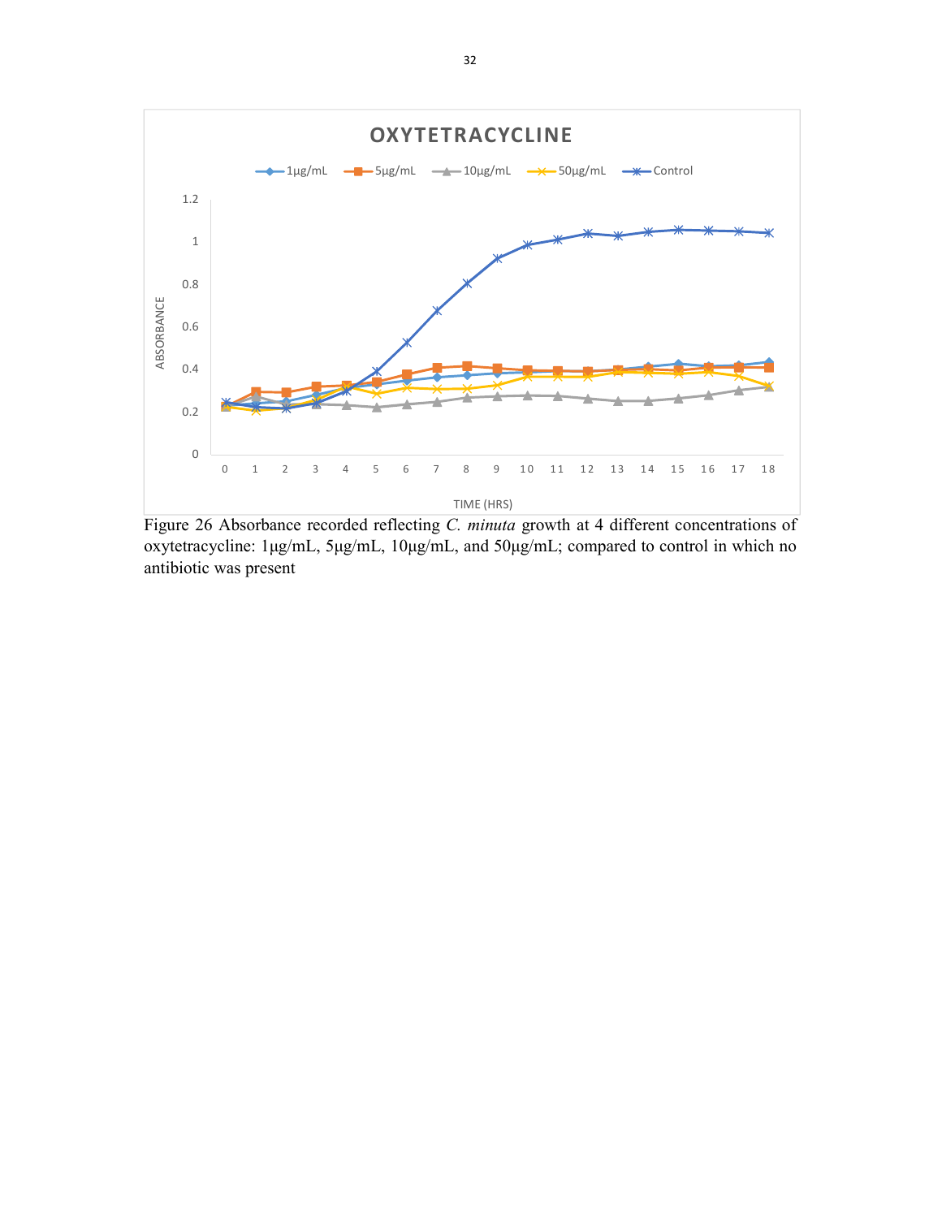Figure 26 Absorbance recorded reflecting *C. minuta* growth at 4 different concentrations of oxytetracycline: 1µg/mL, 5µg/mL, 10µg/mL, and 50µg/mL; compared to control in which no antibiotic was present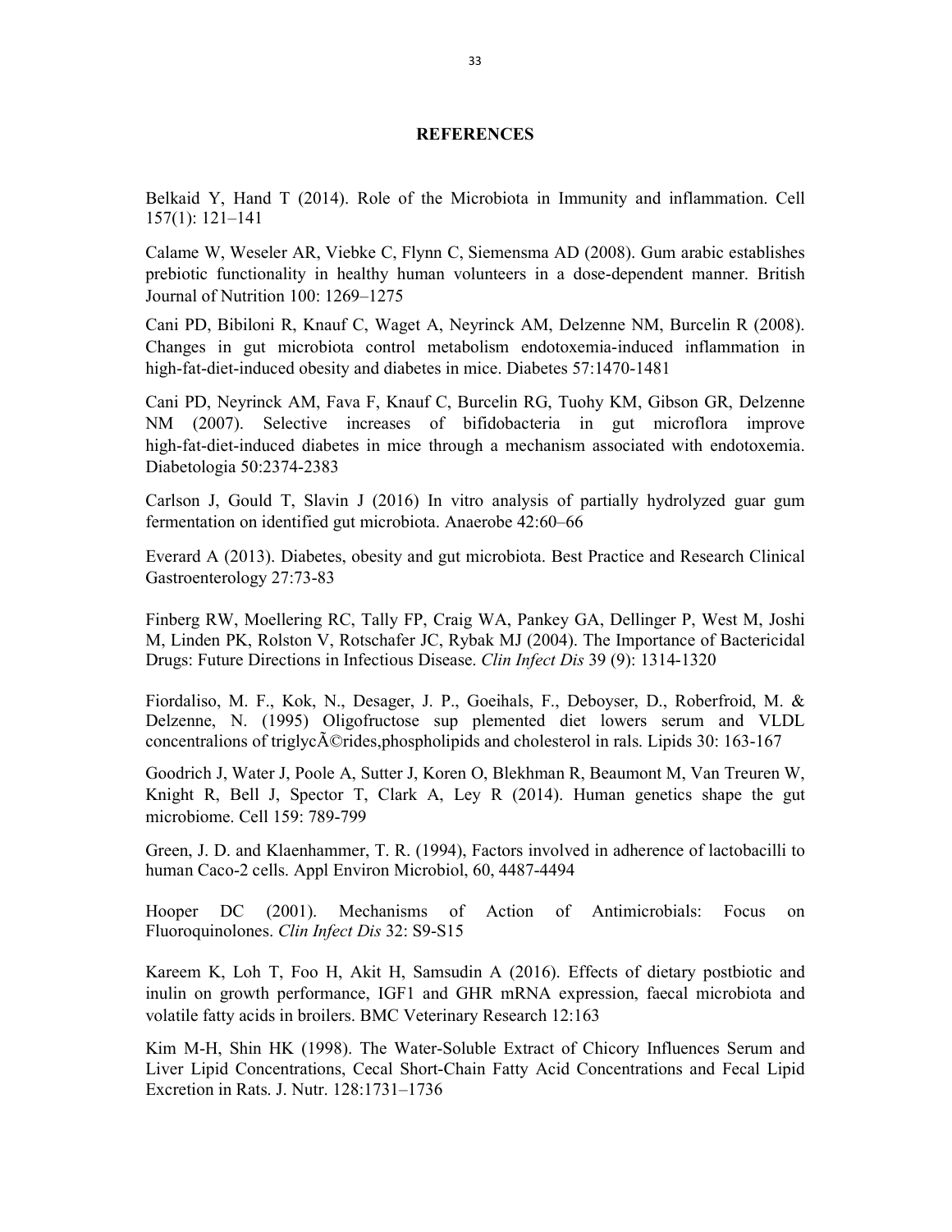**REFERENCES**

Belkaid Y, Hand T (2014). Role of the Microbiota in Immunity and inflammation. Cell 157(1): 121–141

Calame W, Weseler AR, Viebke C, Flynn C, Siemensma AD (2008). Gum arabic establishes prebiotic functionality in healthy human volunteers in a dose-dependent manner. British Journal of Nutrition 100: 1269–1275

Cani PD, Bibiloni R, Knauf C, Waget A, Neyrinck AM, Delzenne NM, Burcelin R (2008). Changes in gut microbiota control metabolism endotoxemia-induced inflammation in high-fat-diet-induced obesity and diabetes in mice. Diabetes 57:1470-1481

Cani PD, Neyrinck AM, Fava F, Knauf C, Burcelin RG, Tuohy KM, Gibson GR, Delzenne NM (2007). Selective increases of bifidobacteria in gut microflora improve high-fat-diet-induced diabetes in mice through a mechanism associated with endotoxemia. Diabetologia 50:2374-2383

Carlson J, Gould T, Slavin J (2016) In vitro analysis of partially hydrolyzed guar gum fermentation on identified gut microbiota. Anaerobe 42:60–66

Everard A (2013). Diabetes, obesity and gut microbiota. Best Practice and Research Clinical Gastroenterology 27:73-83

Finberg RW, Moellering RC, Tally FP, Craig WA, Pankey GA, Dellinger P, West M, Joshi M, Linden PK, Rolston V, Rotschafer JC, Rybak MJ (2004). The Importance of Bactericidal Drugs: Future Directions in Infectious Disease. *Clin Infect Dis* 39 (9): 1314-1320

Fiordaliso, M. F., Kok, N., Desager, J. P., Goeihals, F., Deboyser, D., Roberfroid, M. & Delzenne, N. (1995) Oligofructose sup plemented diet lowers serum and VLDL concentralions of triglycÃ©rides,phospholipids and cholesterol in rals. Lipids 30: 163-167

Goodrich J, Water J, Poole A, Sutter J, Koren O, Blekhman R, Beaumont M, Van Treuren W, Knight R, Bell J, Spector T, Clark A, Ley R (2014). Human genetics shape the gut microbiome. Cell 159: 789-799

Green, J. D. and Klaenhammer, T. R. (1994), Factors involved in adherence of lactobacilli to human Caco-2 cells. Appl Environ Microbiol, 60, 4487-4494

Hooper DC (2001). Mechanisms of Action of Antimicrobials: Focus on Fluoroquinolones. *Clin Infect Dis* 32: S9-S15

Kareem K, Loh T, Foo H, Akit H, Samsudin A (2016). Effects of dietary postbiotic and inulin on growth performance, IGF1 and GHR mRNA expression, faecal microbiota and volatile fatty acids in broilers. BMC Veterinary Research 12:163

Kim M-H, Shin HK (1998). The Water-Soluble Extract of Chicory Influences Serum and Liver Lipid Concentrations, Cecal Short-Chain Fatty Acid Concentrations and Fecal Lipid Excretion in Rats. J. Nutr. 128:1731–1736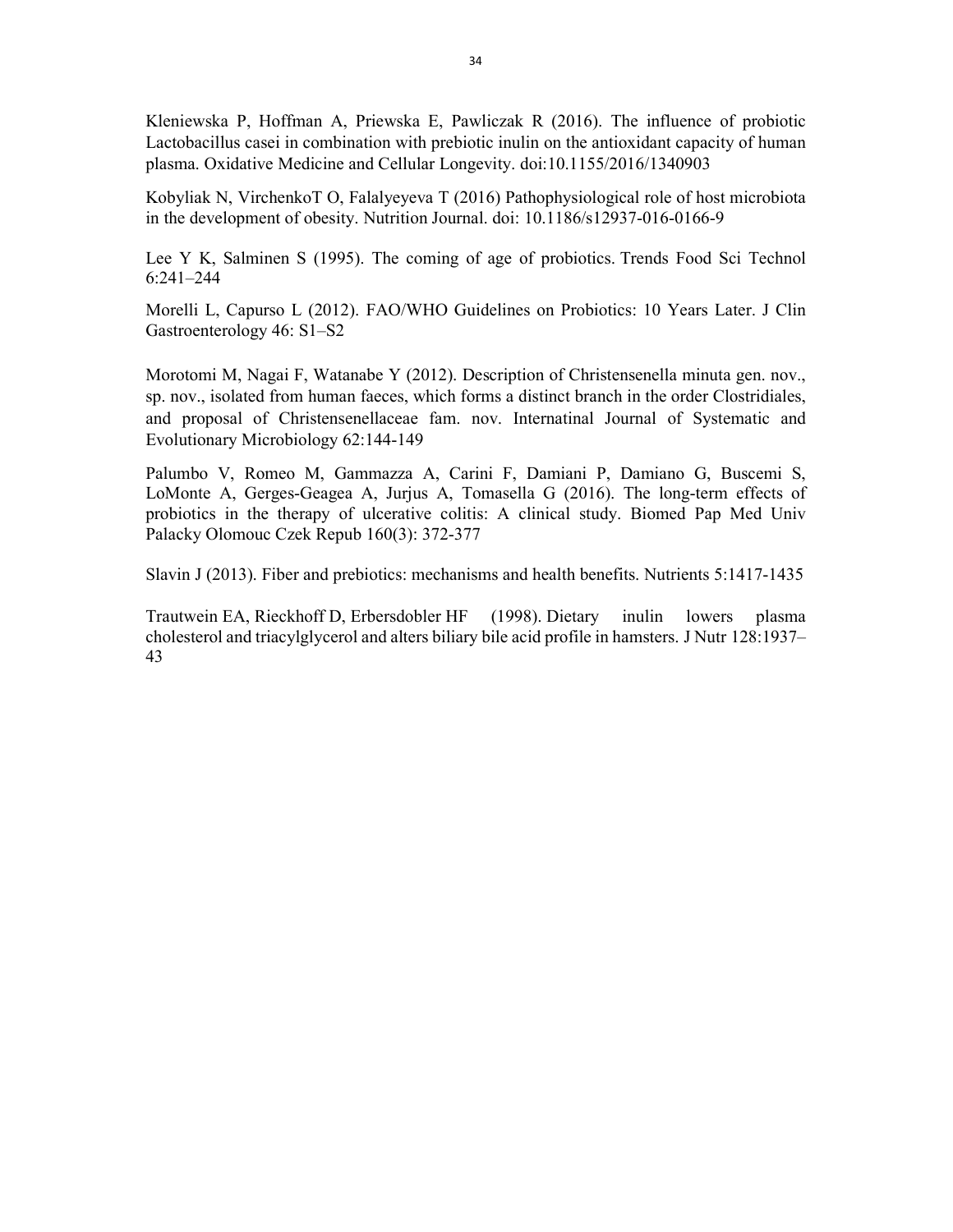Kleniewska P, Hoffman A, Priewska E, Pawliczak R (2016). The influence of probiotic Lactobacillus casei in combination with prebiotic inulin on the antioxidant capacity of human plasma. Oxidative Medicine and Cellular Longevity. doi:10.1155/2016/1340903

Kobyliak N, VirchenkoT O, Falalyeyeva T (2016) Pathophysiological role of host microbiota in the development of obesity. Nutrition Journal. doi: 10.1186/s12937-016-0166-9

Lee Y K, Salminen S (1995). The coming of age of probiotics. Trends Food Sci Technol 6:241–244

Morelli L, Capurso L (2012). FAO/WHO Guidelines on Probiotics: 10 Years Later. J Clin Gastroenterology 46: S1–S2

Morotomi M, Nagai F, Watanabe Y (2012). Description of Christensenella minuta gen. nov., sp. nov., isolated from human faeces, which forms a distinct branch in the order Clostridiales, and proposal of Christensenellaceae fam. nov. Internatinal Journal of Systematic and Evolutionary Microbiology 62:144-149

Palumbo V, Romeo M, Gammazza A, Carini F, Damiani P, Damiano G, Buscemi S, LoMonte A, Gerges-Geagea A, Jurjus A, Tomasella G (2016). The long-term effects of probiotics in the therapy of ulcerative colitis: A clinical study. Biomed Pap Med Univ Palacky Olomouc Czek Repub 160(3): 372-377

Slavin J (2013). Fiber and prebiotics: mechanisms and health benefits. Nutrients 5:1417-1435

Trautwein EA, Rieckhoff D, Erbersdobler HF (1998). Dietary inulin lowers plasma cholesterol and triacylglycerol and alters biliary bile acid profile in hamsters. J Nutr 128:1937–43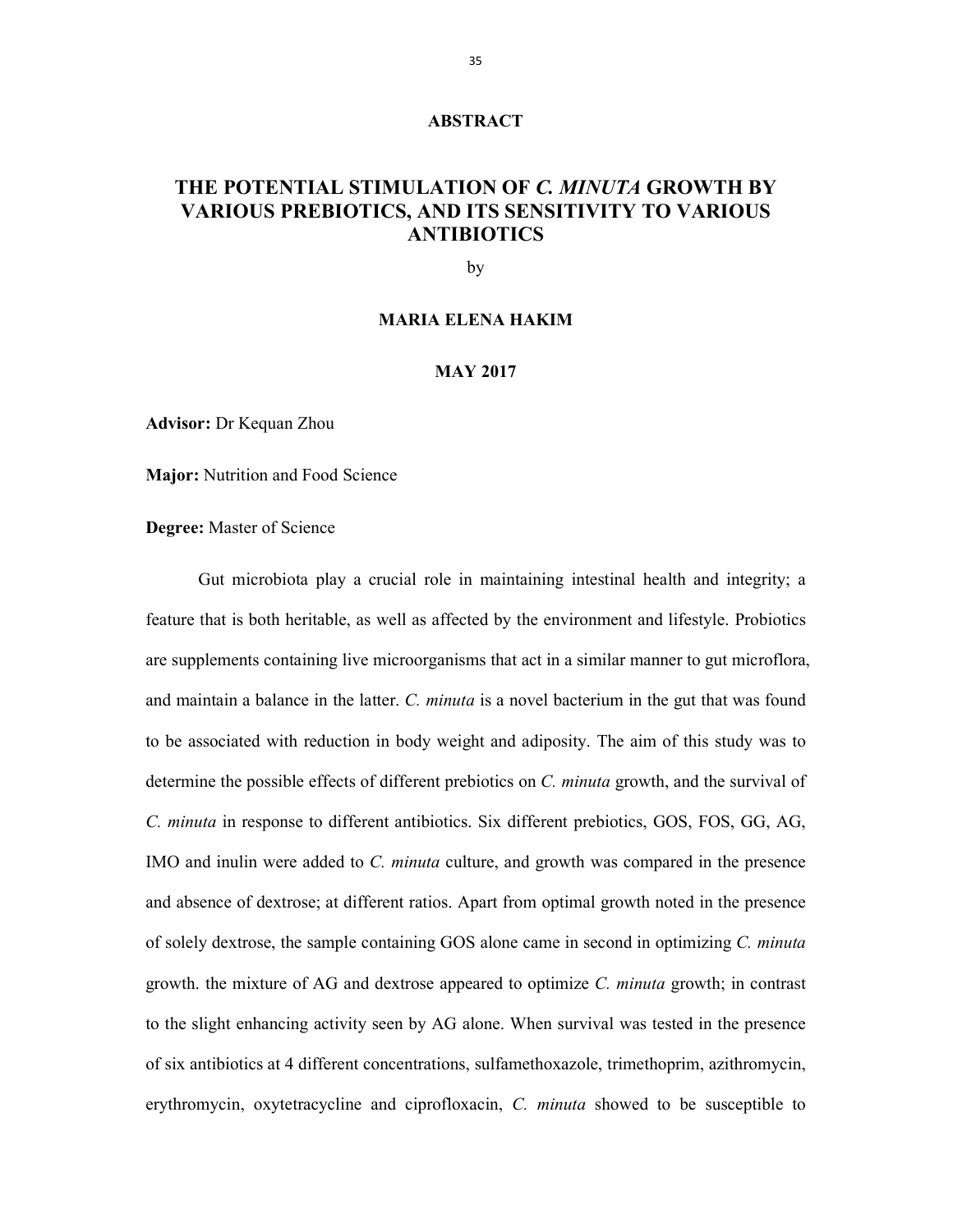## ABSTRACT

# THE POTENTIAL STIMULATION OF *C. MINUTA* GROWTH BY VARIOUS PREBIOTICS, AND ITS SENSITIVITY TO VARIOUS ANTIBIOTICS

by

**MARIA ELENA HAKIM**

**MAY 2017**

**Advisor:** Dr Kequan Zhou

**Major:** Nutrition and Food Science

**Degree:** Master of Science

Gut microbiota play a crucial role in maintaining intestinal health and integrity; a feature that is both heritable, as well as affected by the environment and lifestyle. Probiotics are supplements containing live microorganisms that act in a similar manner to gut microflora, and maintain a balance in the latter. *C. minuta* is a novel bacterium in the gut that was found to be associated with reduction in body weight and adiposity. The aim of this study was to determine the possible effects of different prebiotics on *C. minuta* growth, and the survival of *C. minuta* in response to different antibiotics. Six different prebiotics, GOS, FOS, GG, AG, IMO and inulin were added to *C. minuta* culture, and growth was compared in the presence and absence of dextrose; at different ratios. Apart from optimal growth noted in the presence of solely dextrose, the sample containing GOS alone came in second in optimizing *C. minuta* growth. the mixture of AG and dextrose appeared to optimize *C. minuta* growth; in contrast to the slight enhancing activity seen by AG alone. When survival was tested in the presence of six antibiotics at 4 different concentrations, sulfamethoxazole, trimethoprim, azithromycin, erythromycin, oxytetracycline and ciprofloxacin, *C. minuta* showed to be susceptible to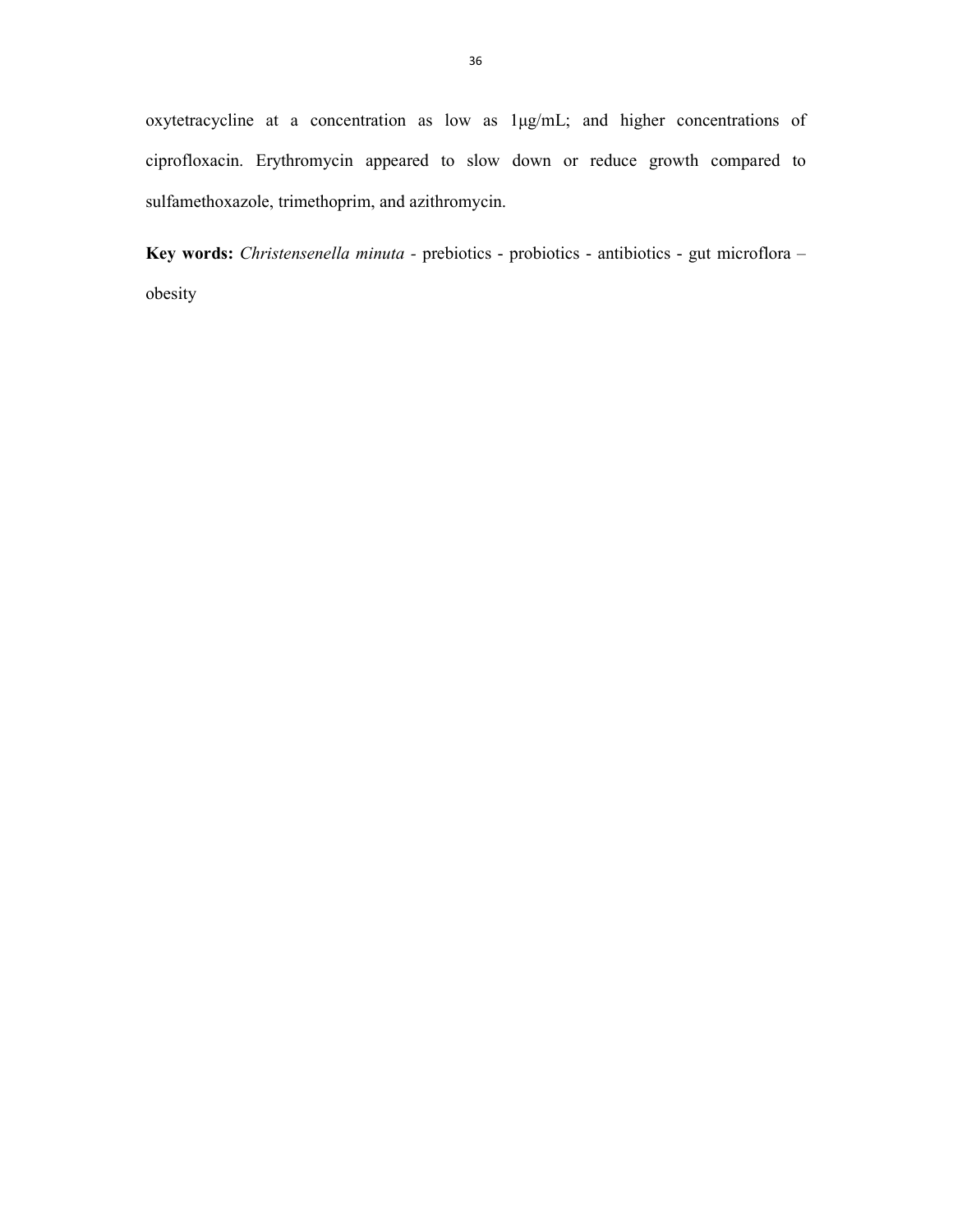oxytetracycline at a concentration as low as 1μg/mL; and higher concentrations of ciprofloxacin. Erythromycin appeared to slow down or reduce growth compared to sulfamethoxazole, trimethoprim, and azithromycin.

**Key words:** *Christensenella minuta* - prebiotics - probiotics - antibiotics - gut microflora – obesity